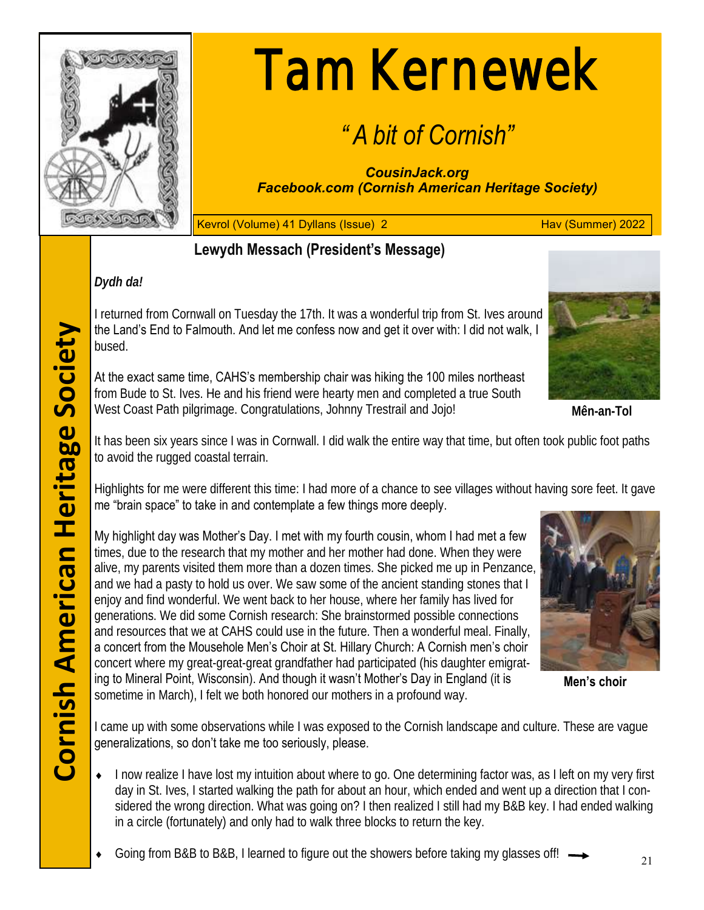# Tam Kernewek

## *"A bit of Cornish"*

***CousinJack.org***
***Facebook.com (Cornish American Heritage Society)***

Kevrol (Volume) 41 Dyllans (Issue) 2 — Hav (Summer) 2022

**Cornish American Heritage Society**

## Lewydh Messach (President's Message)

***Dydh da!***

I returned from Cornwall on Tuesday the 17th. It was a wonderful trip from St. Ives around the Land's End to Falmouth. And let me confess now and get it over with: I did not walk, I bused.

At the exact same time, CAHS's membership chair was hiking the 100 miles northeast from Bude to St. Ives. He and his friend were hearty men and completed a true South West Coast Path pilgrimage. Congratulations, Johnny Trestrail and Jojo!

**Mên-an-Tol**

It has been six years since I was in Cornwall. I did walk the entire way that time, but often took public foot paths to avoid the rugged coastal terrain.

Highlights for me were different this time: I had more of a chance to see villages without having sore feet. It gave me "brain space" to take in and contemplate a few things more deeply.

My highlight day was Mother's Day. I met with my fourth cousin, whom I had met a few times, due to the research that my mother and her mother had done. When they were alive, my parents visited them more than a dozen times. She picked me up in Penzance, and we had a pasty to hold us over. We saw some of the ancient standing stones that I enjoy and find wonderful. We went back to her house, where her family has lived for generations. We did some Cornish research: She brainstormed possible connections and resources that we at CAHS could use in the future. Then a wonderful meal. Finally, a concert from the Mousehole Men's Choir at St. Hillary Church: A Cornish men's choir concert where my great-great-great grandfather had participated (his daughter emigrating to Mineral Point, Wisconsin). And though it wasn't Mother's Day in England (it is sometime in March), I felt we both honored our mothers in a profound way.

**Men's choir**

I came up with some observations while I was exposed to the Cornish landscape and culture. These are vague generalizations, so don't take me too seriously, please.

- I now realize I have lost my intuition about where to go. One determining factor was, as I left on my very first day in St. Ives, I started walking the path for about an hour, which ended and went up a direction that I considered the wrong direction. What was going on? I then realized I still had my B&B key. I had ended walking in a circle (fortunately) and only had to walk three blocks to return the key.
- Going from B&B to B&B, I learned to figure out the showers before taking my glasses off! ⟶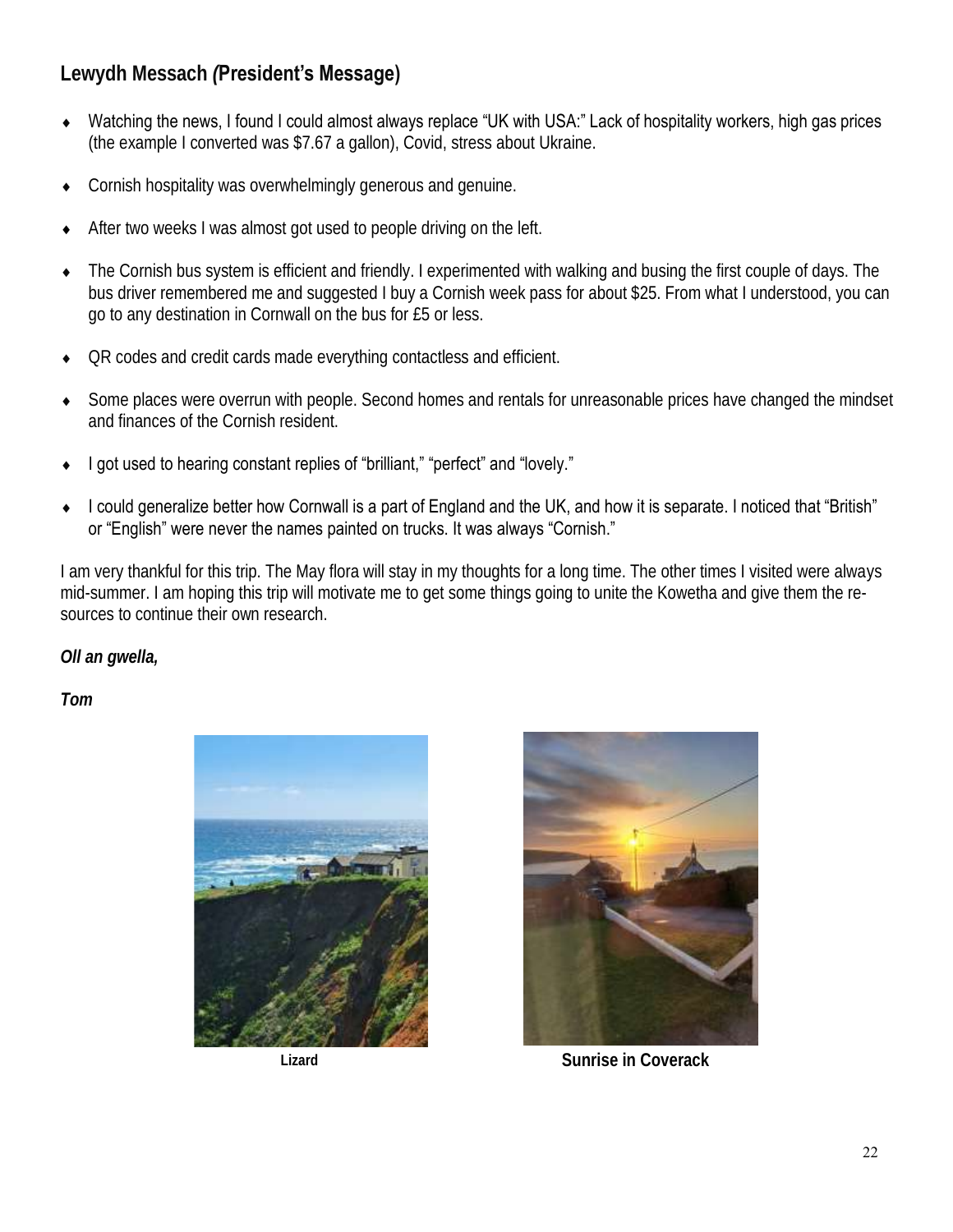## Lewydh Messach (President's Message)

- Watching the news, I found I could almost always replace "UK with USA:" Lack of hospitality workers, high gas prices (the example I converted was $7.67 a gallon), Covid, stress about Ukraine.
- Cornish hospitality was overwhelmingly generous and genuine.
- After two weeks I was almost got used to people driving on the left.
- The Cornish bus system is efficient and friendly. I experimented with walking and busing the first couple of days. The bus driver remembered me and suggested I buy a Cornish week pass for about $25. From what I understood, you can go to any destination in Cornwall on the bus for £5 or less.
- QR codes and credit cards made everything contactless and efficient.
- Some places were overrun with people. Second homes and rentals for unreasonable prices have changed the mindset and finances of the Cornish resident.
- I got used to hearing constant replies of "brilliant," "perfect" and "lovely."
- I could generalize better how Cornwall is a part of England and the UK, and how it is separate. I noticed that "British" or "English" were never the names painted on trucks. It was always "Cornish."

I am very thankful for this trip. The May flora will stay in my thoughts for a long time. The other times I visited were always mid-summer. I am hoping this trip will motivate me to get some things going to unite the Kowetha and give them the resources to continue their own research.

***Oll an gwella,***

***Tom***

**Lizard**

**Sunrise in Coverack**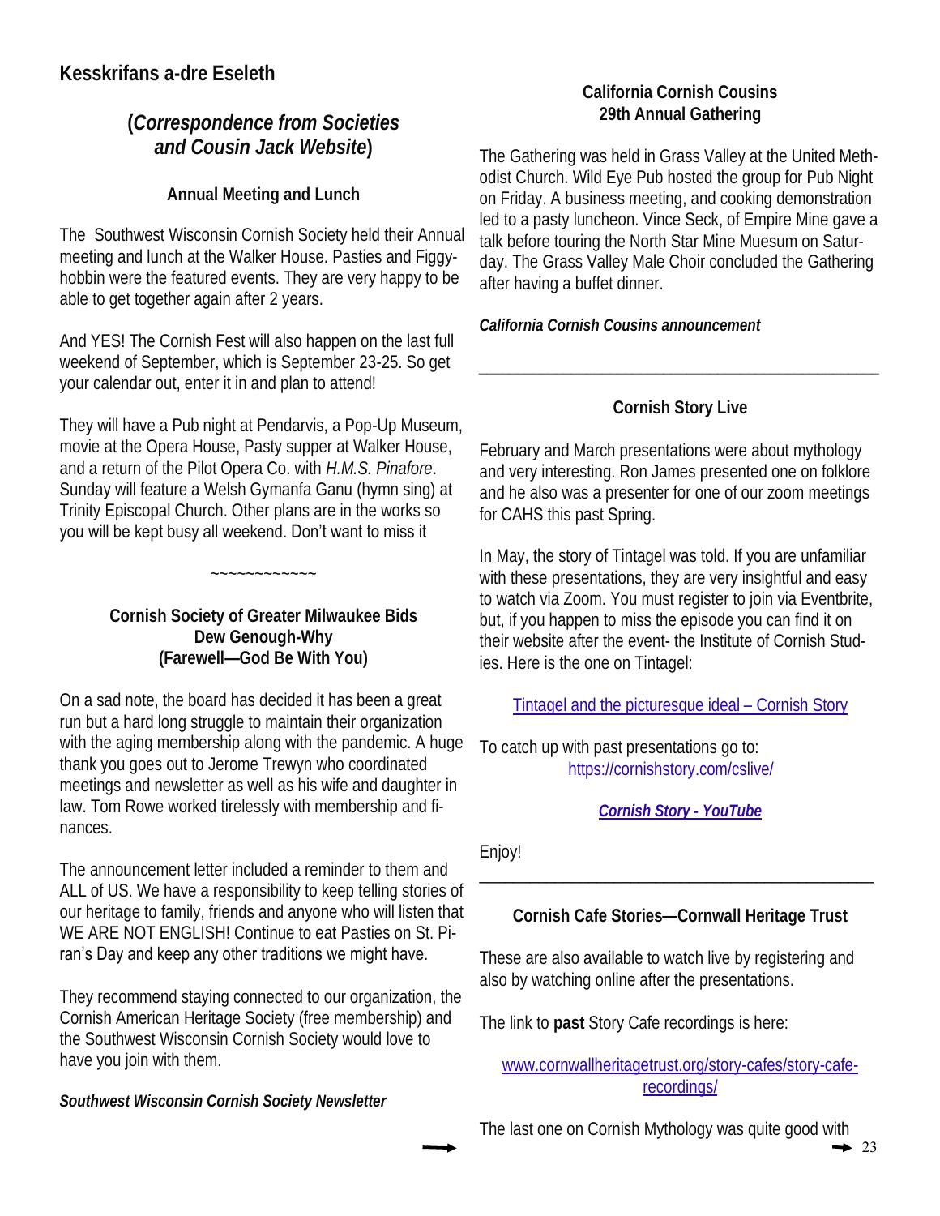## Kesskrifans a-dre Eseleth

### (*Correspondence from Societies and Cousin Jack Website*)

#### Annual Meeting and Lunch

The Southwest Wisconsin Cornish Society held their Annual meeting and lunch at the Walker House. Pasties and Figgy-hobbin were the featured events. They are very happy to be able to get together again after 2 years.

And YES! The Cornish Fest will also happen on the last full weekend of September, which is September 23-25. So get your calendar out, enter it in and plan to attend!

They will have a Pub night at Pendarvis, a Pop-Up Museum, movie at the Opera House, Pasty supper at Walker House, and a return of the Pilot Opera Co. with *H.M.S. Pinafore*. Sunday will feature a Welsh Gymanfa Ganu (hymn sing) at Trinity Episcopal Church. Other plans are in the works so you will be kept busy all weekend. Don't want to miss it

~~~~~~~~~~~~

#### Cornish Society of Greater Milwaukee Bids Dew Genough-Why (Farewell—God Be With You)

On a sad note, the board has decided it has been a great run but a hard long struggle to maintain their organization with the aging membership along with the pandemic. A huge thank you goes out to Jerome Trewyn who coordinated meetings and newsletter as well as his wife and daughter in law. Tom Rowe worked tirelessly with membership and finances.

The announcement letter included a reminder to them and ALL of US. We have a responsibility to keep telling stories of our heritage to family, friends and anyone who will listen that WE ARE NOT ENGLISH! Continue to eat Pasties on St. Piran's Day and keep any other traditions we might have.

They recommend staying connected to our organization, the Cornish American Heritage Society (free membership) and the Southwest Wisconsin Cornish Society would love to have you join with them.

***Southwest Wisconsin Cornish Society Newsletter***

#### California Cornish Cousins 29th Annual Gathering

The Gathering was held in Grass Valley at the United Methodist Church. Wild Eye Pub hosted the group for Pub Night on Friday. A business meeting, and cooking demonstration led to a pasty luncheon. Vince Seck, of Empire Mine gave a talk before touring the North Star Mine Muesum on Saturday. The Grass Valley Male Choir concluded the Gathering after having a buffet dinner.

***California Cornish Cousins announcement***

---

#### Cornish Story Live

February and March presentations were about mythology and very interesting. Ron James presented one on folklore and he also was a presenter for one of our zoom meetings for CAHS this past Spring.

In May, the story of Tintagel was told. If you are unfamiliar with these presentations, they are very insightful and easy to watch via Zoom. You must register to join via Eventbrite, but, if you happen to miss the episode you can find it on their website after the event- the Institute of Cornish Studies. Here is the one on Tintagel:

Tintagel and the picturesque ideal – Cornish Story

To catch up with past presentations go to: https://cornishstory.com/cslive/

***Cornish Story - YouTube***

Enjoy!

---

#### Cornish Cafe Stories—Cornwall Heritage Trust

These are also available to watch live by registering and also by watching online after the presentations.

The link to **past** Story Cafe recordings is here:

www.cornwallheritagetrust.org/story-cafes/story-cafe-recordings/

The last one on Cornish Mythology was quite good with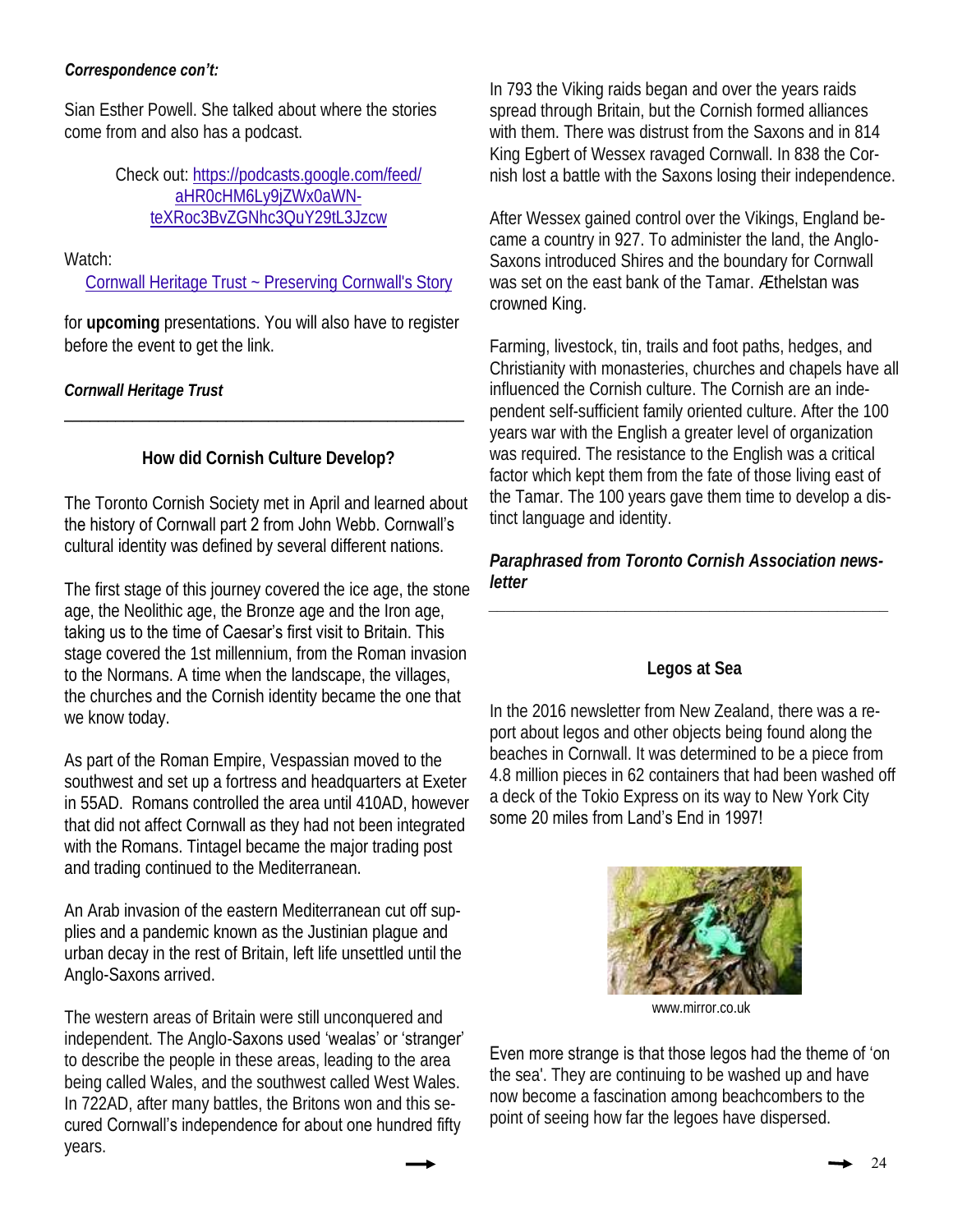***Correspondence con't:***

Sian Esther Powell. She talked about where the stories come from and also has a podcast.

Check out: https://podcasts.google.com/feed/aHR0cHM6Ly9jZWx0aWN-teXRoc3BvZGNhc3QuY29tL3Jzcw

Watch:

Cornwall Heritage Trust ~ Preserving Cornwall's Story

for **upcoming** presentations. You will also have to register before the event to get the link.

***Cornwall Heritage Trust***

---

### How did Cornish Culture Develop?

The Toronto Cornish Society met in April and learned about the history of Cornwall part 2 from John Webb. Cornwall's cultural identity was defined by several different nations.

The first stage of this journey covered the ice age, the stone age, the Neolithic age, the Bronze age and the Iron age, taking us to the time of Caesar's first visit to Britain. This stage covered the 1st millennium, from the Roman invasion to the Normans. A time when the landscape, the villages, the churches and the Cornish identity became the one that we know today.

As part of the Roman Empire, Vespassian moved to the southwest and set up a fortress and headquarters at Exeter in 55AD. Romans controlled the area until 410AD, however that did not affect Cornwall as they had not been integrated with the Romans. Tintagel became the major trading post and trading continued to the Mediterranean.

An Arab invasion of the eastern Mediterranean cut off supplies and a pandemic known as the Justinian plague and urban decay in the rest of Britain, left life unsettled until the Anglo-Saxons arrived.

The western areas of Britain were still unconquered and independent. The Anglo-Saxons used 'wealas' or 'stranger' to describe the people in these areas, leading to the area being called Wales, and the southwest called West Wales. In 722AD, after many battles, the Britons won and this secured Cornwall's independence for about one hundred fifty years.

In 793 the Viking raids began and over the years raids spread through Britain, but the Cornish formed alliances with them. There was distrust from the Saxons and in 814 King Egbert of Wessex ravaged Cornwall. In 838 the Cornish lost a battle with the Saxons losing their independence.

After Wessex gained control over the Vikings, England became a country in 927. To administer the land, the Anglo-Saxons introduced Shires and the boundary for Cornwall was set on the east bank of the Tamar. Æthelstan was crowned King.

Farming, livestock, tin, trails and foot paths, hedges, and Christianity with monasteries, churches and chapels have all influenced the Cornish culture. The Cornish are an independent self-sufficient family oriented culture. After the 100 years war with the English a greater level of organization was required. The resistance to the English was a critical factor which kept them from the fate of those living east of the Tamar. The 100 years gave them time to develop a distinct language and identity.

***Paraphrased from Toronto Cornish Association newsletter***

---

### Legos at Sea

In the 2016 newsletter from New Zealand, there was a report about legos and other objects being found along the beaches in Cornwall. It was determined to be a piece from 4.8 million pieces in 62 containers that had been washed off a deck of the Tokio Express on its way to New York City some 20 miles from Land's End in 1997!

www.mirror.co.uk

Even more strange is that those legos had the theme of 'on the sea'. They are continuing to be washed up and have now become a fascination among beachcombers to the point of seeing how far the legoes have dispersed.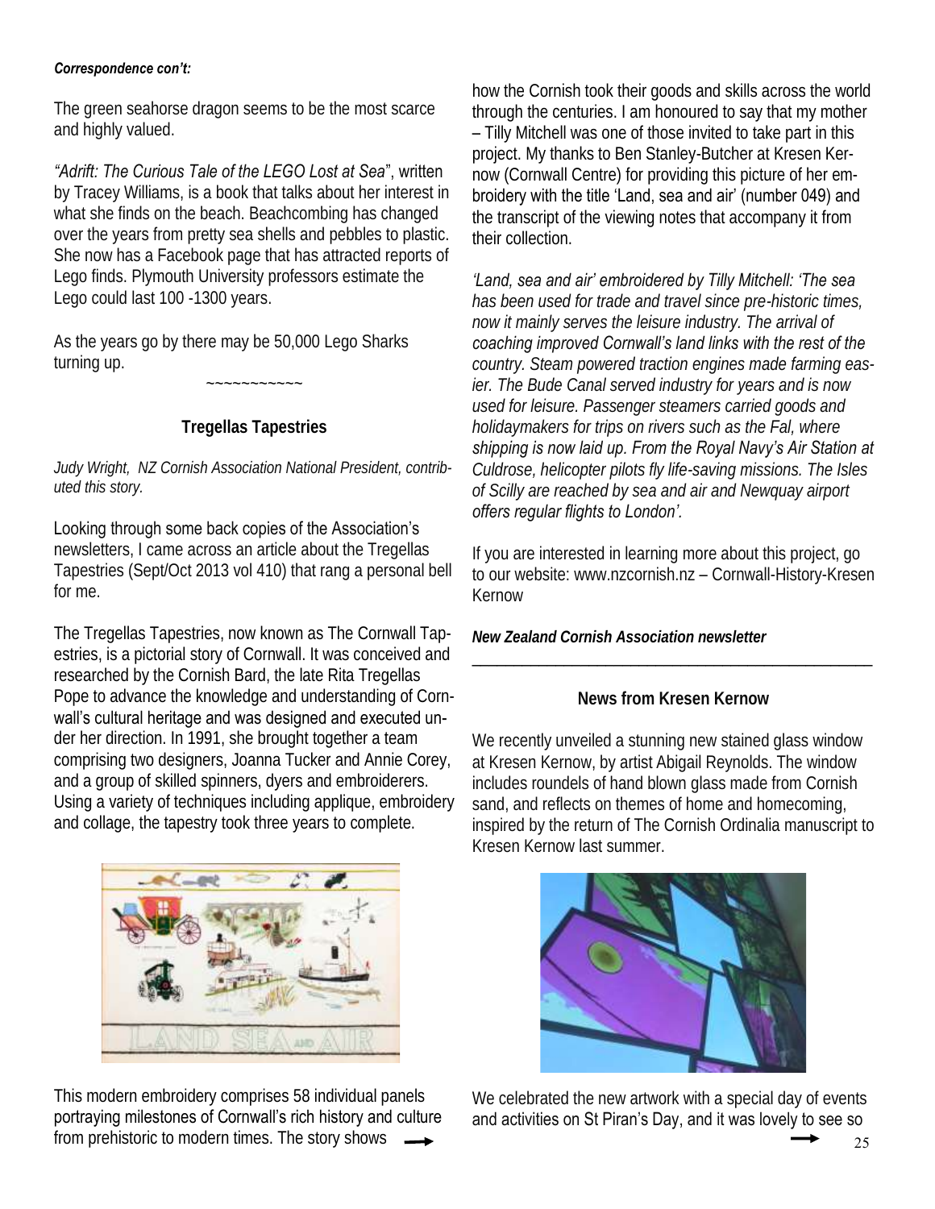***Correspondence con't:***

The green seahorse dragon seems to be the most scarce and highly valued.

*"Adrift: The Curious Tale of the LEGO Lost at Sea*", written by Tracey Williams, is a book that talks about her interest in what she finds on the beach. Beachcombing has changed over the years from pretty sea shells and pebbles to plastic. She now has a Facebook page that has attracted reports of Lego finds. Plymouth University professors estimate the Lego could last 100 -1300 years.

As the years go by there may be 50,000 Lego Sharks turning up.

~~~~~~~~~~~~

### Tregellas Tapestries

*Judy Wright, NZ Cornish Association National President, contributed this story.*

Looking through some back copies of the Association's newsletters, I came across an article about the Tregellas Tapestries (Sept/Oct 2013 vol 410) that rang a personal bell for me.

The Tregellas Tapestries, now known as The Cornwall Tapestries, is a pictorial story of Cornwall. It was conceived and researched by the Cornish Bard, the late Rita Tregellas Pope to advance the knowledge and understanding of Cornwall's cultural heritage and was designed and executed under her direction. In 1991, she brought together a team comprising two designers, Joanna Tucker and Annie Corey, and a group of skilled spinners, dyers and embroiderers. Using a variety of techniques including applique, embroidery and collage, the tapestry took three years to complete.

This modern embroidery comprises 58 individual panels portraying milestones of Cornwall's rich history and culture from prehistoric to modern times. The story shows how the Cornish took their goods and skills across the world through the centuries. I am honoured to say that my mother – Tilly Mitchell was one of those invited to take part in this project. My thanks to Ben Stanley-Butcher at Kresen Kernow (Cornwall Centre) for providing this picture of her embroidery with the title 'Land, sea and air' (number 049) and the transcript of the viewing notes that accompany it from their collection.

*'Land, sea and air' embroidered by Tilly Mitchell: 'The sea has been used for trade and travel since pre-historic times, now it mainly serves the leisure industry. The arrival of coaching improved Cornwall's land links with the rest of the country. Steam powered traction engines made farming easier. The Bude Canal served industry for years and is now used for leisure. Passenger steamers carried goods and holidaymakers for trips on rivers such as the Fal, where shipping is now laid up. From the Royal Navy's Air Station at Culdrose, helicopter pilots fly life-saving missions. The Isles of Scilly are reached by sea and air and Newquay airport offers regular flights to London'.*

If you are interested in learning more about this project, go to our website: www.nzcornish.nz – Cornwall-History-Kresen Kernow

***New Zealand Cornish Association newsletter***

---

### News from Kresen Kernow

We recently unveiled a stunning new stained glass window at Kresen Kernow, by artist Abigail Reynolds. The window includes roundels of hand blown glass made from Cornish sand, and reflects on themes of home and homecoming, inspired by the return of The Cornish Ordinalia manuscript to Kresen Kernow last summer.

We celebrated the new artwork with a special day of events and activities on St Piran's Day, and it was lovely to see so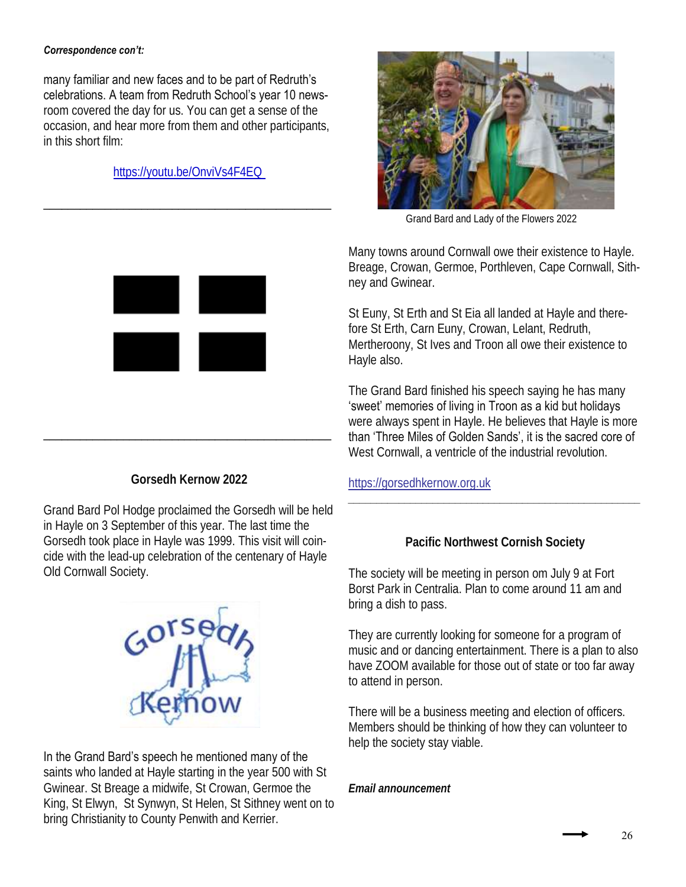*Correspondence con't:*

many familiar and new faces and to be part of Redruth's celebrations. A team from Redruth School's year 10 newsroom covered the day for us. You can get a sense of the occasion, and hear more from them and other participants, in this short film:

https://youtu.be/OnviVs4F4EQ

---

---

**Gorsedh Kernow 2022**

Grand Bard Pol Hodge proclaimed the Gorsedh will be held in Hayle on 3 September of this year. The last time the Gorsedh took place in Hayle was 1999. This visit will coincide with the lead-up celebration of the centenary of Hayle Old Cornwall Society.

In the Grand Bard's speech he mentioned many of the saints who landed at Hayle starting in the year 500 with St Gwinear. St Breage a midwife, St Crowan, Germoe the King, St Elwyn, St Synwyn, St Helen, St Sithney went on to bring Christianity to County Penwith and Kerrier.

Grand Bard and Lady of the Flowers 2022

Many towns around Cornwall owe their existence to Hayle. Breage, Crowan, Germoe, Porthleven, Cape Cornwall, Sithney and Gwinear.

St Euny, St Erth and St Eia all landed at Hayle and therefore St Erth, Carn Euny, Crowan, Lelant, Redruth, Mertheroony, St Ives and Troon all owe their existence to Hayle also.

The Grand Bard finished his speech saying he has many 'sweet' memories of living in Troon as a kid but holidays were always spent in Hayle. He believes that Hayle is more than 'Three Miles of Golden Sands', it is the sacred core of West Cornwall, a ventricle of the industrial revolution.

https://gorsedhkernow.org.uk

---

**Pacific Northwest Cornish Society**

The society will be meeting in person om July 9 at Fort Borst Park in Centralia. Plan to come around 11 am and bring a dish to pass.

They are currently looking for someone for a program of music and or dancing entertainment. There is a plan to also have ZOOM available for those out of state or too far away to attend in person.

There will be a business meeting and election of officers. Members should be thinking of how they can volunteer to help the society stay viable.

***Email announcement***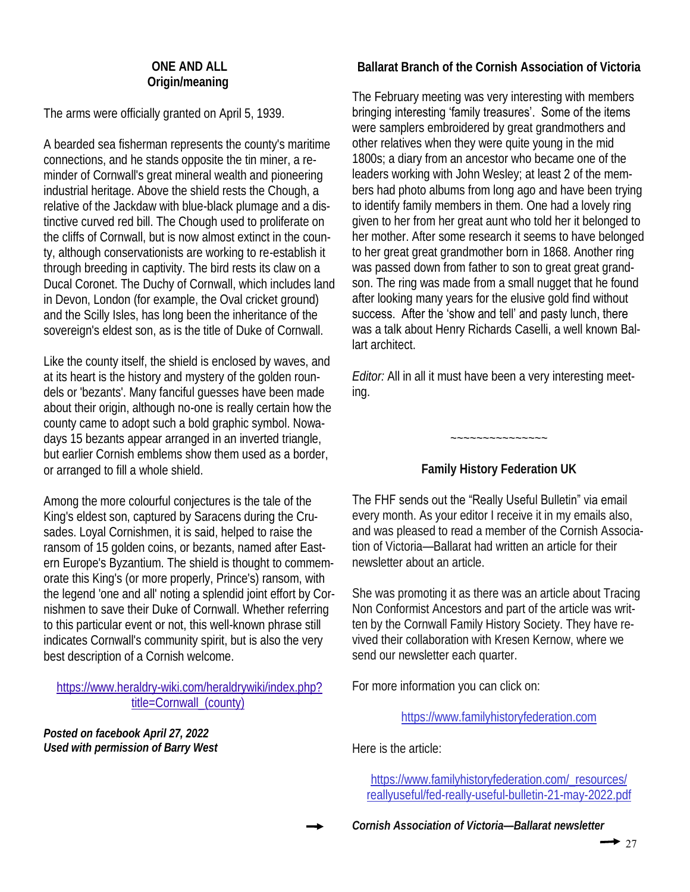## ONE AND ALL
## Origin/meaning

The arms were officially granted on April 5, 1939.

A bearded sea fisherman represents the county's maritime connections, and he stands opposite the tin miner, a reminder of Cornwall's great mineral wealth and pioneering industrial heritage. Above the shield rests the Chough, a relative of the Jackdaw with blue-black plumage and a distinctive curved red bill. The Chough used to proliferate on the cliffs of Cornwall, but is now almost extinct in the county, although conservationists are working to re-establish it through breeding in captivity. The bird rests its claw on a Ducal Coronet. The Duchy of Cornwall, which includes land in Devon, London (for example, the Oval cricket ground) and the Scilly Isles, has long been the inheritance of the sovereign's eldest son, as is the title of Duke of Cornwall.

Like the county itself, the shield is enclosed by waves, and at its heart is the history and mystery of the golden roundels or 'bezants'. Many fanciful guesses have been made about their origin, although no-one is really certain how the county came to adopt such a bold graphic symbol. Nowadays 15 bezants appear arranged in an inverted triangle, but earlier Cornish emblems show them used as a border, or arranged to fill a whole shield.

Among the more colourful conjectures is the tale of the King's eldest son, captured by Saracens during the Crusades. Loyal Cornishmen, it is said, helped to raise the ransom of 15 golden coins, or bezants, named after Eastern Europe's Byzantium. The shield is thought to commemorate this King's (or more properly, Prince's) ransom, with the legend 'one and all' noting a splendid joint effort by Cornishmen to save their Duke of Cornwall. Whether referring to this particular event or not, this well-known phrase still indicates Cornwall's community spirit, but is also the very best description of a Cornish welcome.

https://www.heraldry-wiki.com/heraldrywiki/index.php?title=Cornwall_(county)

***Posted on facebook April 27, 2022***
***Used with permission of Barry West***

## Ballarat Branch of the Cornish Association of Victoria

The February meeting was very interesting with members bringing interesting 'family treasures'. Some of the items were samplers embroidered by great grandmothers and other relatives when they were quite young in the mid 1800s; a diary from an ancestor who became one of the leaders working with John Wesley; at least 2 of the members had photo albums from long ago and have been trying to identify family members in them. One had a lovely ring given to her from her great aunt who told her it belonged to her mother. After some research it seems to have belonged to her great great grandmother born in 1868. Another ring was passed down from father to son to great great grandson. The ring was made from a small nugget that he found after looking many years for the elusive gold find without success. After the 'show and tell' and pasty lunch, there was a talk about Henry Richards Caselli, a well known Ballart architect.

*Editor:* All in all it must have been a very interesting meeting.

~~~~~~~~~~~~~~~

## Family History Federation UK

The FHF sends out the "Really Useful Bulletin" via email every month. As your editor I receive it in my emails also, and was pleased to read a member of the Cornish Association of Victoria—Ballarat had written an article for their newsletter about an article.

She was promoting it as there was an article about Tracing Non Conformist Ancestors and part of the article was written by the Cornwall Family History Society. They have revived their collaboration with Kresen Kernow, where we send our newsletter each quarter.

For more information you can click on:

https://www.familyhistoryfederation.com

Here is the article:

https://www.familyhistoryfederation.com/_resources/reallyuseful/fed-really-useful-bulletin-21-may-2022.pdf

➞ ***Cornish Association of Victoria—Ballarat newsletter***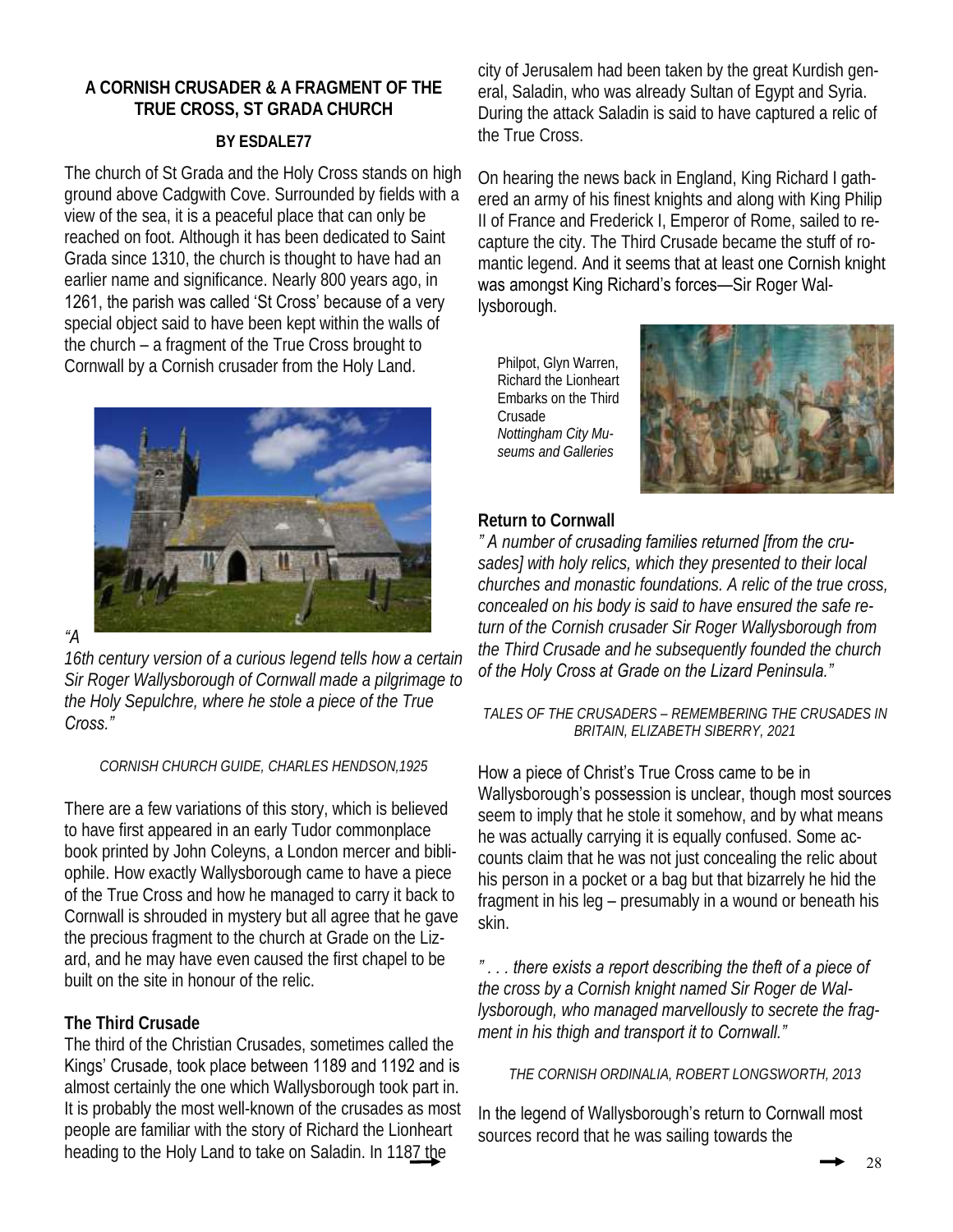## A CORNISH CRUSADER & A FRAGMENT OF THE TRUE CROSS, ST GRADA CHURCH

**BY ESDALE77**

The church of St Grada and the Holy Cross stands on high ground above Cadgwith Cove. Surrounded by fields with a view of the sea, it is a peaceful place that can only be reached on foot. Although it has been dedicated to Saint Grada since 1310, the church is thought to have had an earlier name and significance. Nearly 800 years ago, in 1261, the parish was called 'St Cross' because of a very special object said to have been kept within the walls of the church – a fragment of the True Cross brought to Cornwall by a Cornish crusader from the Holy Land.

*"A 16th century version of a curious legend tells how a certain Sir Roger Wallysborough of Cornwall made a pilgrimage to the Holy Sepulchre, where he stole a piece of the True Cross."*

*CORNISH CHURCH GUIDE, CHARLES HENDSON,1925*

There are a few variations of this story, which is believed to have first appeared in an early Tudor commonplace book printed by John Coleyns, a London mercer and bibliophile. How exactly Wallysborough came to have a piece of the True Cross and how he managed to carry it back to Cornwall is shrouded in mystery but all agree that he gave the precious fragment to the church at Grade on the Lizard, and he may have even caused the first chapel to be built on the site in honour of the relic.

### The Third Crusade

The third of the Christian Crusades, sometimes called the Kings' Crusade, took place between 1189 and 1192 and is almost certainly the one which Wallysborough took part in. It is probably the most well-known of the crusades as most people are familiar with the story of Richard the Lionheart heading to the Holy Land to take on Saladin. In 1187 the city of Jerusalem had been taken by the great Kurdish general, Saladin, who was already Sultan of Egypt and Syria. During the attack Saladin is said to have captured a relic of the True Cross.

On hearing the news back in England, King Richard I gathered an army of his finest knights and along with King Philip II of France and Frederick I, Emperor of Rome, sailed to recapture the city. The Third Crusade became the stuff of romantic legend. And it seems that at least one Cornish knight was amongst King Richard's forces—Sir Roger Wallysborough.

Philpot, Glyn Warren, Richard the Lionheart Embarks on the Third Crusade
*Nottingham City Museums and Galleries*

### Return to Cornwall

*" A number of crusading families returned [from the crusades] with holy relics, which they presented to their local churches and monastic foundations. A relic of the true cross, concealed on his body is said to have ensured the safe return of the Cornish crusader Sir Roger Wallysborough from the Third Crusade and he subsequently founded the church of the Holy Cross at Grade on the Lizard Peninsula."*

*TALES OF THE CRUSADERS – REMEMBERING THE CRUSADES IN BRITAIN, ELIZABETH SIBERRY, 2021*

How a piece of Christ's True Cross came to be in Wallysborough's possession is unclear, though most sources seem to imply that he stole it somehow, and by what means he was actually carrying it is equally confused. Some accounts claim that he was not just concealing the relic about his person in a pocket or a bag but that bizarrely he hid the fragment in his leg – presumably in a wound or beneath his skin.

*" . . . there exists a report describing the theft of a piece of the cross by a Cornish knight named Sir Roger de Wallysborough, who managed marvellously to secrete the fragment in his thigh and transport it to Cornwall."*

*THE CORNISH ORDINALIA, ROBERT LONGSWORTH, 2013*

In the legend of Wallysborough's return to Cornwall most sources record that he was sailing towards the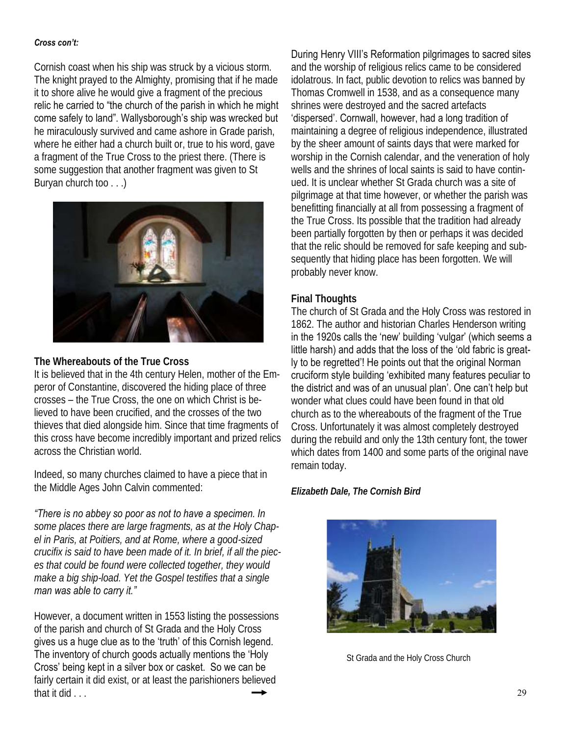*Cross con't:*

Cornish coast when his ship was struck by a vicious storm. The knight prayed to the Almighty, promising that if he made it to shore alive he would give a fragment of the precious relic he carried to "the church of the parish in which he might come safely to land". Wallysborough's ship was wrecked but he miraculously survived and came ashore in Grade parish, where he either had a church built or, true to his word, gave a fragment of the True Cross to the priest there. (There is some suggestion that another fragment was given to St Buryan church too . . .)

## The Whereabouts of the True Cross

It is believed that in the 4th century Helen, mother of the Emperor of Constantine, discovered the hiding place of three crosses – the True Cross, the one on which Christ is believed to have been crucified, and the crosses of the two thieves that died alongside him. Since that time fragments of this cross have become incredibly important and prized relics across the Christian world.

Indeed, so many churches claimed to have a piece that in the Middle Ages John Calvin commented:

*"There is no abbey so poor as not to have a specimen. In some places there are large fragments, as at the Holy Chapel in Paris, at Poitiers, and at Rome, where a good-sized crucifix is said to have been made of it. In brief, if all the pieces that could be found were collected together, they would make a big ship-load. Yet the Gospel testifies that a single man was able to carry it."*

However, a document written in 1553 listing the possessions of the parish and church of St Grada and the Holy Cross gives us a huge clue as to the 'truth' of this Cornish legend. The inventory of church goods actually mentions the 'Holy Cross' being kept in a silver box or casket. So we can be fairly certain it did exist, or at least the parishioners believed that it did . . .

During Henry VIII's Reformation pilgrimages to sacred sites and the worship of religious relics came to be considered idolatrous. In fact, public devotion to relics was banned by Thomas Cromwell in 1538, and as a consequence many shrines were destroyed and the sacred artefacts 'dispersed'. Cornwall, however, had a long tradition of maintaining a degree of religious independence, illustrated by the sheer amount of saints days that were marked for worship in the Cornish calendar, and the veneration of holy wells and the shrines of local saints is said to have continued. It is unclear whether St Grada church was a site of pilgrimage at that time however, or whether the parish was benefitting financially at all from possessing a fragment of the True Cross. Its possible that the tradition had already been partially forgotten by then or perhaps it was decided that the relic should be removed for safe keeping and subsequently that hiding place has been forgotten. We will probably never know.

## Final Thoughts

The church of St Grada and the Holy Cross was restored in 1862. The author and historian Charles Henderson writing in the 1920s calls the 'new' building 'vulgar' (which seems a little harsh) and adds that the loss of the 'old fabric is greatly to be regretted'! He points out that the original Norman cruciform style building 'exhibited many features peculiar to the district and was of an unusual plan'. One can't help but wonder what clues could have been found in that old church as to the whereabouts of the fragment of the True Cross. Unfortunately it was almost completely destroyed during the rebuild and only the 13th century font, the tower which dates from 1400 and some parts of the original nave remain today.

***Elizabeth Dale, The Cornish Bird***

St Grada and the Holy Cross Church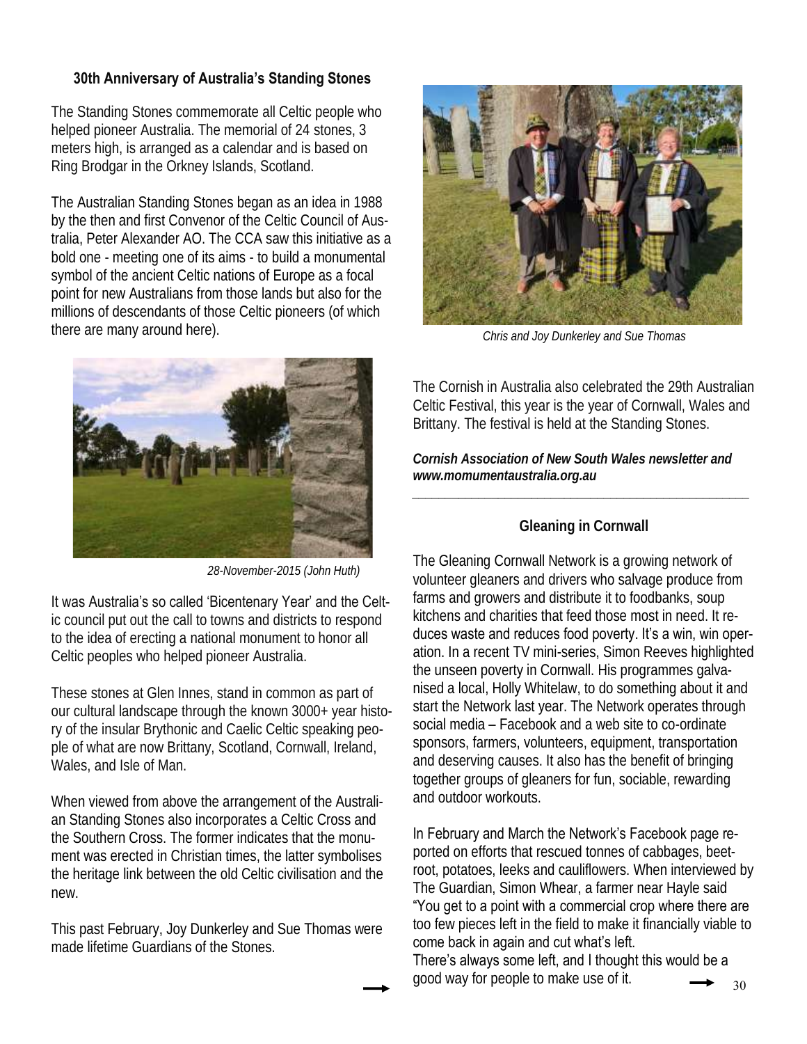### 30th Anniversary of Australia's Standing Stones

The Standing Stones commemorate all Celtic people who helped pioneer Australia. The memorial of 24 stones, 3 meters high, is arranged as a calendar and is based on Ring Brodgar in the Orkney Islands, Scotland.

The Australian Standing Stones began as an idea in 1988 by the then and first Convenor of the Celtic Council of Australia, Peter Alexander AO. The CCA saw this initiative as a bold one - meeting one of its aims - to build a monumental symbol of the ancient Celtic nations of Europe as a focal point for new Australians from those lands but also for the millions of descendants of those Celtic pioneers (of which there are many around here).

*28-November-2015 (John Huth)*

It was Australia's so called 'Bicentenary Year' and the Celtic council put out the call to towns and districts to respond to the idea of erecting a national monument to honor all Celtic peoples who helped pioneer Australia.

These stones at Glen Innes, stand in common as part of our cultural landscape through the known 3000+ year history of the insular Brythonic and Caelic Celtic speaking people of what are now Brittany, Scotland, Cornwall, Ireland, Wales, and Isle of Man.

When viewed from above the arrangement of the Australian Standing Stones also incorporates a Celtic Cross and the Southern Cross. The former indicates that the monument was erected in Christian times, the latter symbolises the heritage link between the old Celtic civilisation and the new.

This past February, Joy Dunkerley and Sue Thomas were made lifetime Guardians of the Stones.

*Chris and Joy Dunkerley and Sue Thomas*

The Cornish in Australia also celebrated the 29th Australian Celtic Festival, this year is the year of Cornwall, Wales and Brittany. The festival is held at the Standing Stones.

***Cornish Association of New South Wales newsletter and www.momumentaustralia.org.au***

---

### Gleaning in Cornwall

The Gleaning Cornwall Network is a growing network of volunteer gleaners and drivers who salvage produce from farms and growers and distribute it to foodbanks, soup kitchens and charities that feed those most in need. It reduces waste and reduces food poverty. It's a win, win operation. In a recent TV mini-series, Simon Reeves highlighted the unseen poverty in Cornwall. His programmes galvanised a local, Holly Whitelaw, to do something about it and start the Network last year. The Network operates through social media – Facebook and a web site to co-ordinate sponsors, farmers, volunteers, equipment, transportation and deserving causes. It also has the benefit of bringing together groups of gleaners for fun, sociable, rewarding and outdoor workouts.

In February and March the Network's Facebook page reported on efforts that rescued tonnes of cabbages, beetroot, potatoes, leeks and cauliflowers. When interviewed by The Guardian, Simon Whear, a farmer near Hayle said "You get to a point with a commercial crop where there are too few pieces left in the field to make it financially viable to come back in again and cut what's left.
There's always some left, and I thought this would be a good way for people to make use of it.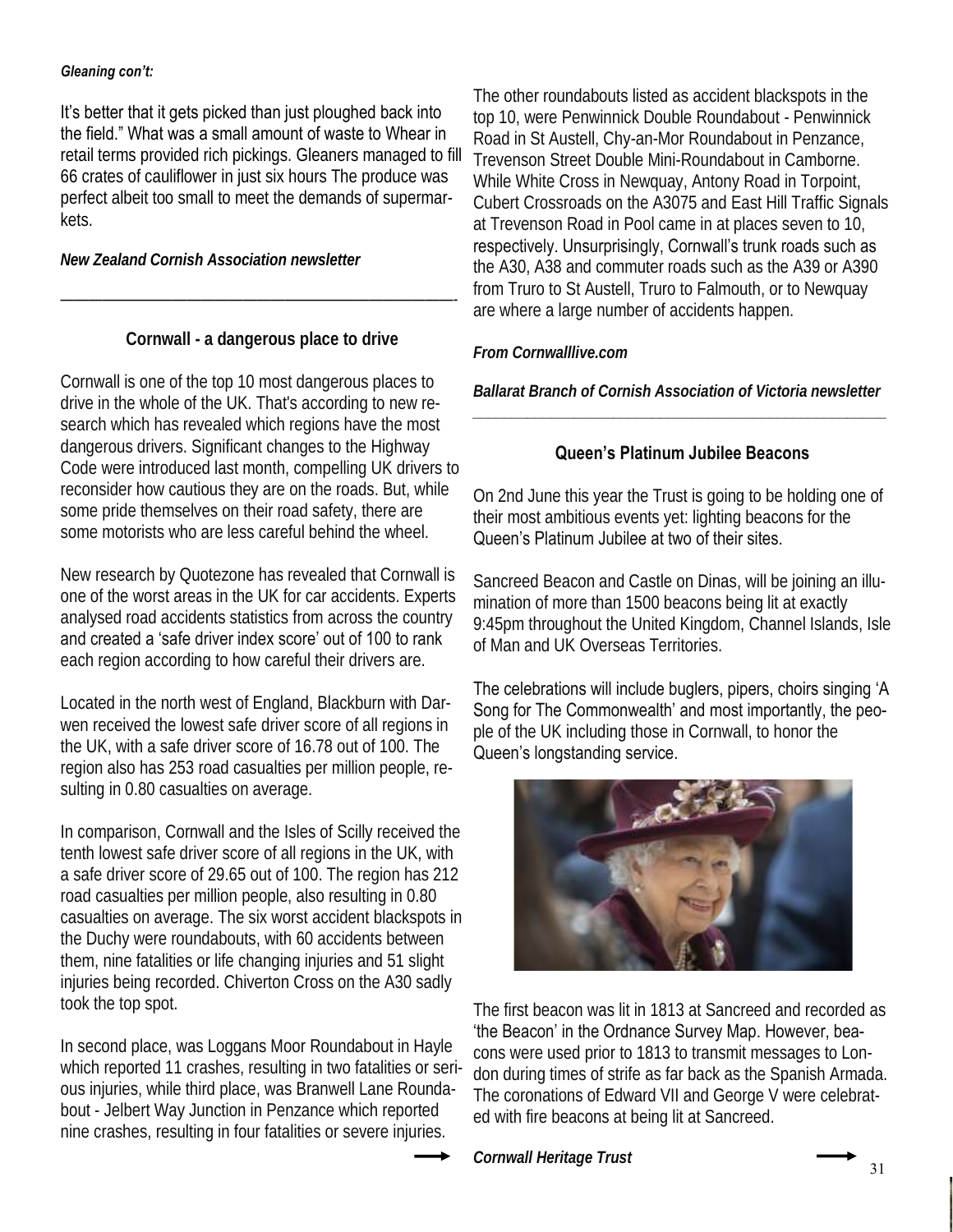*Gleaning con't:*

It's better that it gets picked than just ploughed back into the field." What was a small amount of waste to Whear in retail terms provided rich pickings. Gleaners managed to fill 66 crates of cauliflower in just six hours The produce was perfect albeit too small to meet the demands of supermarkets.

***New Zealand Cornish Association newsletter***

---

### Cornwall - a dangerous place to drive

Cornwall is one of the top 10 most dangerous places to drive in the whole of the UK. That's according to new research which has revealed which regions have the most dangerous drivers. Significant changes to the Highway Code were introduced last month, compelling UK drivers to reconsider how cautious they are on the roads. But, while some pride themselves on their road safety, there are some motorists who are less careful behind the wheel.

New research by Quotezone has revealed that Cornwall is one of the worst areas in the UK for car accidents. Experts analysed road accidents statistics from across the country and created a 'safe driver index score' out of 100 to rank each region according to how careful their drivers are.

Located in the north west of England, Blackburn with Darwen received the lowest safe driver score of all regions in the UK, with a safe driver score of 16.78 out of 100. The region also has 253 road casualties per million people, resulting in 0.80 casualties on average.

In comparison, Cornwall and the Isles of Scilly received the tenth lowest safe driver score of all regions in the UK, with a safe driver score of 29.65 out of 100. The region has 212 road casualties per million people, also resulting in 0.80 casualties on average. The six worst accident blackspots in the Duchy were roundabouts, with 60 accidents between them, nine fatalities or life changing injuries and 51 slight injuries being recorded. Chiverton Cross on the A30 sadly took the top spot.

In second place, was Loggans Moor Roundabout in Hayle which reported 11 crashes, resulting in two fatalities or serious injuries, while third place, was Branwell Lane Roundabout - Jelbert Way Junction in Penzance which reported nine crashes, resulting in four fatalities or severe injuries.

The other roundabouts listed as accident blackspots in the top 10, were Penwinnick Double Roundabout - Penwinnick Road in St Austell, Chy-an-Mor Roundabout in Penzance, Trevenson Street Double Mini-Roundabout in Camborne. While White Cross in Newquay, Antony Road in Torpoint, Cubert Crossroads on the A3075 and East Hill Traffic Signals at Trevenson Road in Pool came in at places seven to 10, respectively. Unsurprisingly, Cornwall's trunk roads such as the A30, A38 and commuter roads such as the A39 or A390 from Truro to St Austell, Truro to Falmouth, or to Newquay are where a large number of accidents happen.

***From Cornwalllive.com***

***Ballarat Branch of Cornish Association of Victoria newsletter***

---

### Queen's Platinum Jubilee Beacons

On 2nd June this year the Trust is going to be holding one of their most ambitious events yet: lighting beacons for the Queen's Platinum Jubilee at two of their sites.

Sancreed Beacon and Castle on Dinas, will be joining an illumination of more than 1500 beacons being lit at exactly 9:45pm throughout the United Kingdom, Channel Islands, Isle of Man and UK Overseas Territories.

The celebrations will include buglers, pipers, choirs singing 'A Song for The Commonwealth' and most importantly, the people of the UK including those in Cornwall, to honor the Queen's longstanding service.

The first beacon was lit in 1813 at Sancreed and recorded as 'the Beacon' in the Ordnance Survey Map. However, beacons were used prior to 1813 to transmit messages to London during times of strife as far back as the Spanish Armada. The coronations of Edward VII and George V were celebrated with fire beacons at being lit at Sancreed.

***Cornwall Heritage Trust***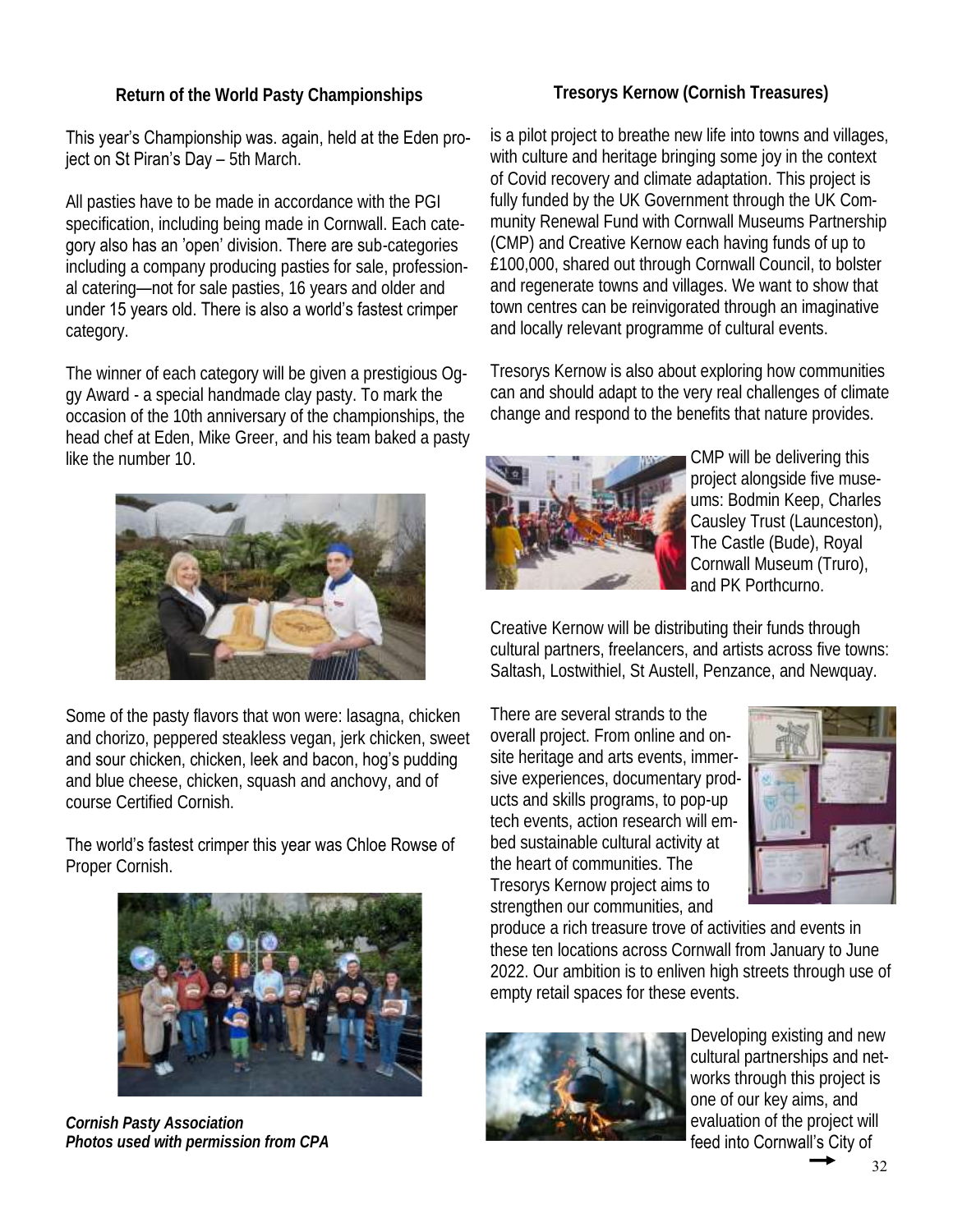## Return of the World Pasty Championships

This year's Championship was. again, held at the Eden project on St Piran's Day – 5th March.

All pasties have to be made in accordance with the PGI specification, including being made in Cornwall. Each category also has an 'open' division. There are sub-categories including a company producing pasties for sale, professional catering—not for sale pasties, 16 years and older and under 15 years old. There is also a world's fastest crimper category.

The winner of each category will be given a prestigious Oggy Award - a special handmade clay pasty. To mark the occasion of the 10th anniversary of the championships, the head chef at Eden, Mike Greer, and his team baked a pasty like the number 10.

Some of the pasty flavors that won were: lasagna, chicken and chorizo, peppered steakless vegan, jerk chicken, sweet and sour chicken, chicken, leek and bacon, hog's pudding and blue cheese, chicken, squash and anchovy, and of course Certified Cornish.

The world's fastest crimper this year was Chloe Rowse of Proper Cornish.

***Cornish Pasty Association***
***Photos used with permission from CPA***

## Tresorys Kernow (Cornish Treasures)

is a pilot project to breathe new life into towns and villages, with culture and heritage bringing some joy in the context of Covid recovery and climate adaptation. This project is fully funded by the UK Government through the UK Community Renewal Fund with Cornwall Museums Partnership (CMP) and Creative Kernow each having funds of up to £100,000, shared out through Cornwall Council, to bolster and regenerate towns and villages. We want to show that town centres can be reinvigorated through an imaginative and locally relevant programme of cultural events.

Tresorys Kernow is also about exploring how communities can and should adapt to the very real challenges of climate change and respond to the benefits that nature provides.

CMP will be delivering this project alongside five museums: Bodmin Keep, Charles Causley Trust (Launceston), The Castle (Bude), Royal Cornwall Museum (Truro), and PK Porthcurno.

Creative Kernow will be distributing their funds through cultural partners, freelancers, and artists across five towns: Saltash, Lostwithiel, St Austell, Penzance, and Newquay.

There are several strands to the overall project. From online and onsite heritage and arts events, immersive experiences, documentary products and skills programs, to pop-up tech events, action research will embed sustainable cultural activity at the heart of communities. The Tresorys Kernow project aims to strengthen our communities, and produce a rich treasure trove of activities and events in these ten locations across Cornwall from January to June 2022. Our ambition is to enliven high streets through use of empty retail spaces for these events.

Developing existing and new cultural partnerships and networks through this project is one of our key aims, and evaluation of the project will feed into Cornwall's City of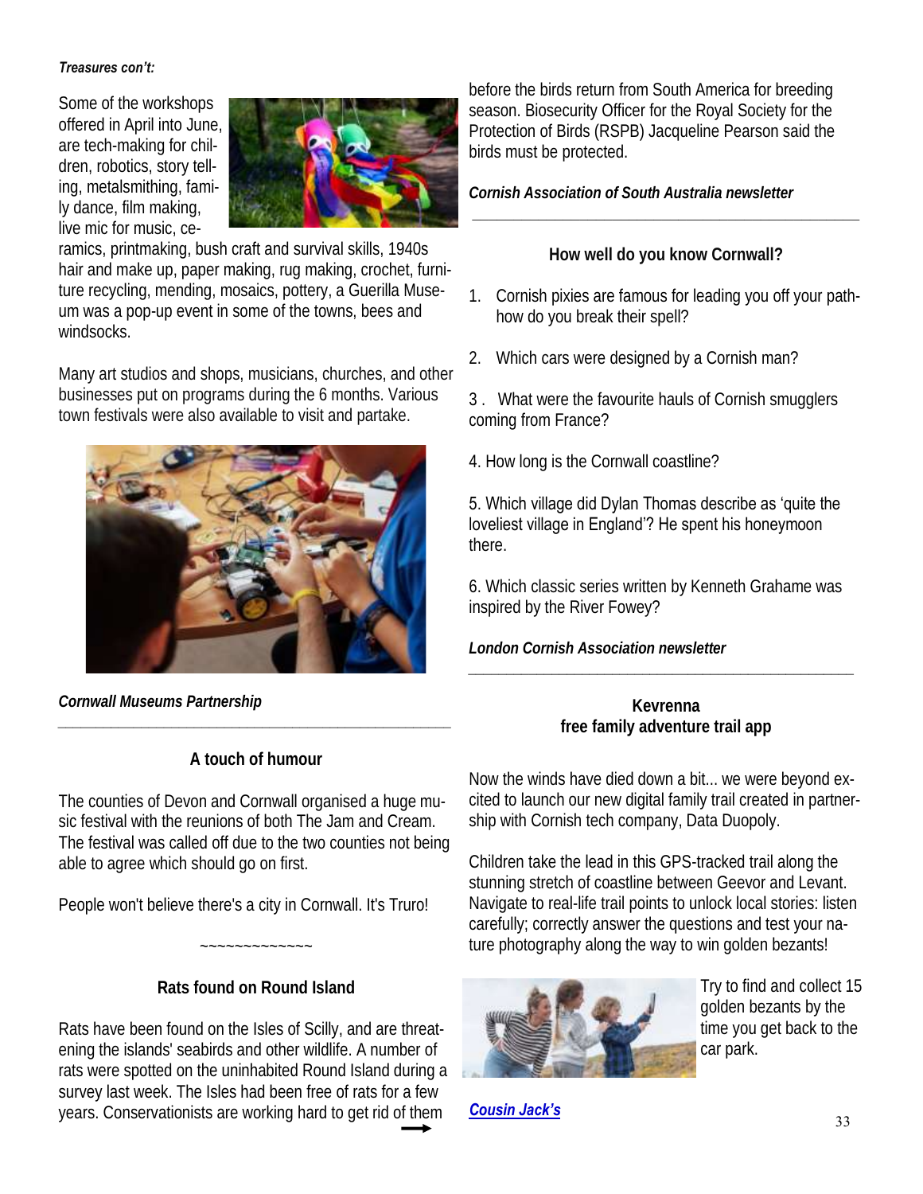*Treasures con't:*

Some of the workshops offered in April into June, are tech-making for children, robotics, story telling, metalsmithing, family dance, film making, live mic for music, ceramics, printmaking, bush craft and survival skills, 1940s hair and make up, paper making, rug making, crochet, furniture recycling, mending, mosaics, pottery, a Guerilla Museum was a pop-up event in some of the towns, bees and windsocks.

Many art studios and shops, musicians, churches, and other businesses put on programs during the 6 months. Various town festivals were also available to visit and partake.

***Cornwall Museums Partnership***

---

### A touch of humour

The counties of Devon and Cornwall organised a huge music festival with the reunions of both The Jam and Cream. The festival was called off due to the two counties not being able to agree which should go on first.

People won't believe there's a city in Cornwall. It's Truro!

~~~~~~~~~~~~~~

### Rats found on Round Island

Rats have been found on the Isles of Scilly, and are threatening the islands' seabirds and other wildlife. A number of rats were spotted on the uninhabited Round Island during a survey last week. The Isles had been free of rats for a few years. Conservationists are working hard to get rid of them before the birds return from South America for breeding season. Biosecurity Officer for the Royal Society for the Protection of Birds (RSPB) Jacqueline Pearson said the birds must be protected.

***Cornish Association of South Australia newsletter***

---

### How well do you know Cornwall?

1. Cornish pixies are famous for leading you off your path- how do you break their spell?
2. Which cars were designed by a Cornish man?
3. What were the favourite hauls of Cornish smugglers coming from France?
4. How long is the Cornwall coastline?
5. Which village did Dylan Thomas describe as 'quite the loveliest village in England'? He spent his honeymoon there.
6. Which classic series written by Kenneth Grahame was inspired by the River Fowey?

***London Cornish Association newsletter***

---

### Kevrenna
### free family adventure trail app

Now the winds have died down a bit... we were beyond excited to launch our new digital family trail created in partnership with Cornish tech company, Data Duopoly.

Children take the lead in this GPS-tracked trail along the stunning stretch of coastline between Geevor and Levant. Navigate to real-life trail points to unlock local stories: listen carefully; correctly answer the questions and test your nature photography along the way to win golden bezants!

Try to find and collect 15 golden bezants by the time you get back to the car park.

***Cousin Jack's***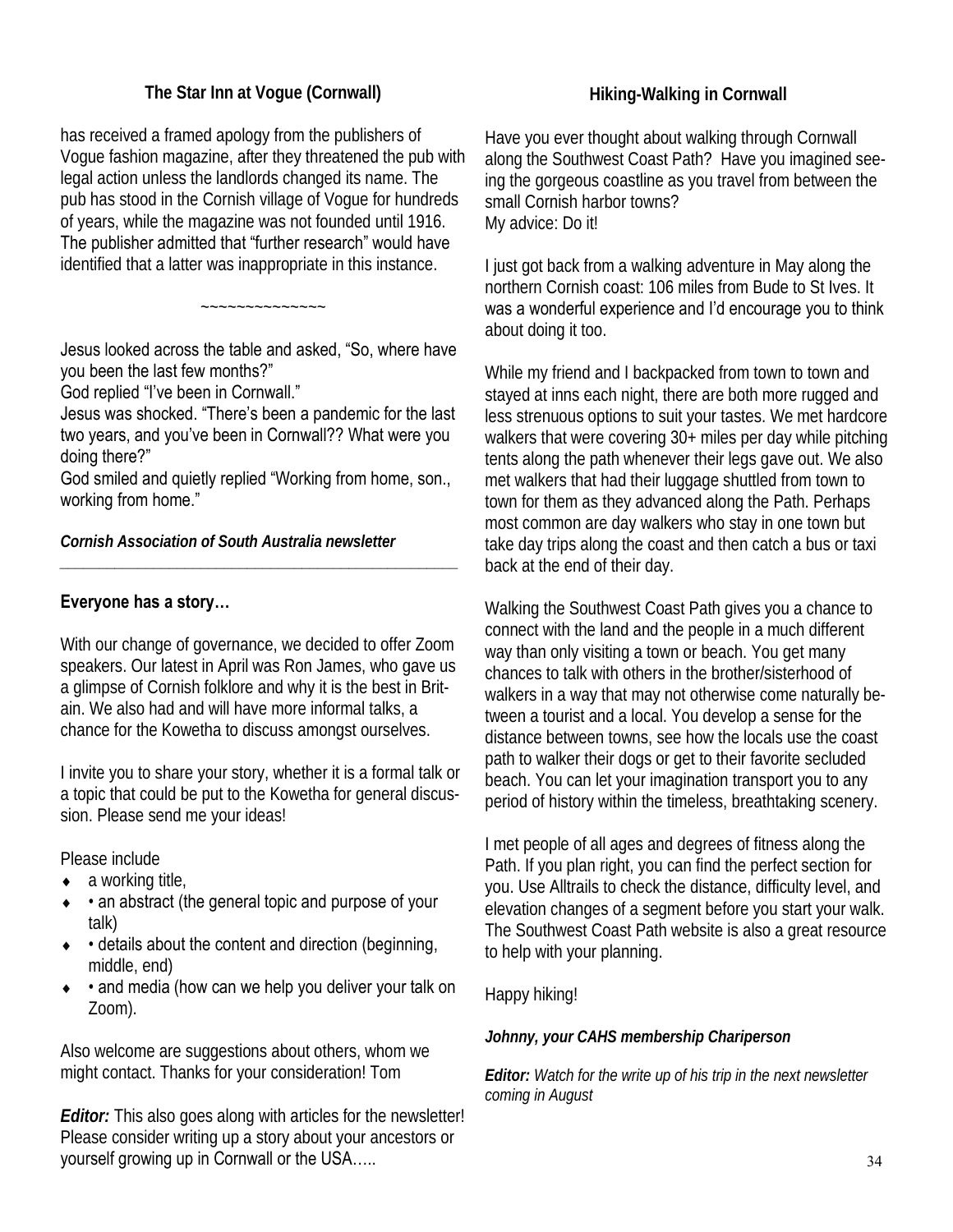## The Star Inn at Vogue (Cornwall)

has received a framed apology from the publishers of Vogue fashion magazine, after they threatened the pub with legal action unless the landlords changed its name. The pub has stood in the Cornish village of Vogue for hundreds of years, while the magazine was not founded until 1916. The publisher admitted that "further research" would have identified that a latter was inappropriate in this instance.

~~~~~~~~~~~~~~

Jesus looked across the table and asked, "So, where have you been the last few months?"
God replied "I've been in Cornwall."
Jesus was shocked. "There's been a pandemic for the last two years, and you've been in Cornwall?? What were you doing there?"
God smiled and quietly replied "Working from home, son., working from home."

***Cornish Association of South Australia newsletter***

---

## Everyone has a story…

With our change of governance, we decided to offer Zoom speakers. Our latest in April was Ron James, who gave us a glimpse of Cornish folklore and why it is the best in Britain. We also had and will have more informal talks, a chance for the Kowetha to discuss amongst ourselves.

I invite you to share your story, whether it is a formal talk or a topic that could be put to the Kowetha for general discussion. Please send me your ideas!

Please include

- a working title,
- • an abstract (the general topic and purpose of your talk)
- • details about the content and direction (beginning, middle, end)
- • and media (how can we help you deliver your talk on Zoom).

Also welcome are suggestions about others, whom we might contact. Thanks for your consideration! Tom

***Editor:*** This also goes along with articles for the newsletter! Please consider writing up a story about your ancestors or yourself growing up in Cornwall or the USA…..

## Hiking-Walking in Cornwall

Have you ever thought about walking through Cornwall along the Southwest Coast Path? Have you imagined seeing the gorgeous coastline as you travel from between the small Cornish harbor towns?
My advice: Do it!

I just got back from a walking adventure in May along the northern Cornish coast: 106 miles from Bude to St Ives. It was a wonderful experience and I'd encourage you to think about doing it too.

While my friend and I backpacked from town to town and stayed at inns each night, there are both more rugged and less strenuous options to suit your tastes. We met hardcore walkers that were covering 30+ miles per day while pitching tents along the path whenever their legs gave out. We also met walkers that had their luggage shuttled from town to town for them as they advanced along the Path. Perhaps most common are day walkers who stay in one town but take day trips along the coast and then catch a bus or taxi back at the end of their day.

Walking the Southwest Coast Path gives you a chance to connect with the land and the people in a much different way than only visiting a town or beach. You get many chances to talk with others in the brother/sisterhood of walkers in a way that may not otherwise come naturally between a tourist and a local. You develop a sense for the distance between towns, see how the locals use the coast path to walker their dogs or get to their favorite secluded beach. You can let your imagination transport you to any period of history within the timeless, breathtaking scenery.

I met people of all ages and degrees of fitness along the Path. If you plan right, you can find the perfect section for you. Use Alltrails to check the distance, difficulty level, and elevation changes of a segment before you start your walk. The Southwest Coast Path website is also a great resource to help with your planning.

Happy hiking!

***Johnny, your CAHS membership Chariperson***

***Editor:*** *Watch for the write up of his trip in the next newsletter coming in August*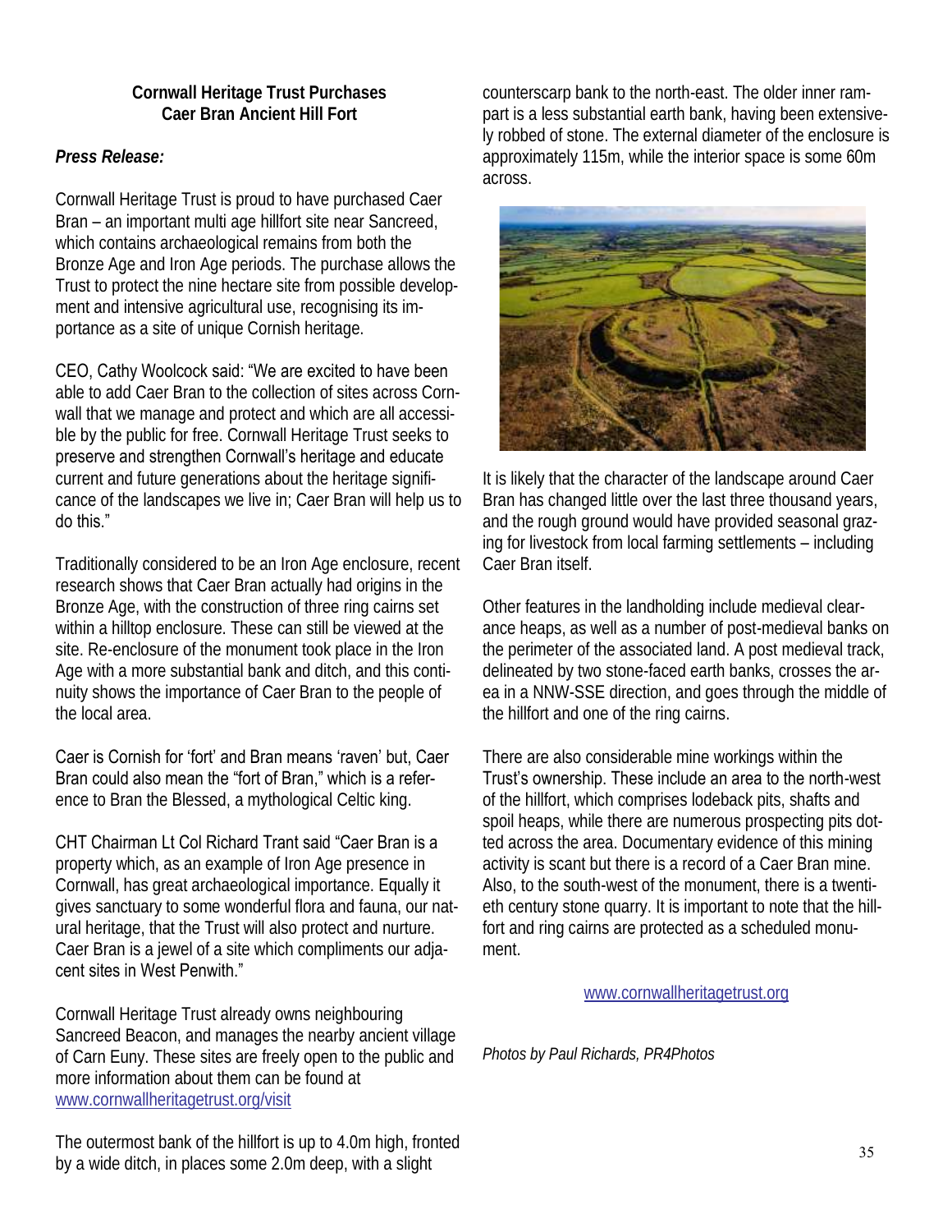**Cornwall Heritage Trust Purchases Caer Bran Ancient Hill Fort**

***Press Release:***

Cornwall Heritage Trust is proud to have purchased Caer Bran – an important multi age hillfort site near Sancreed, which contains archaeological remains from both the Bronze Age and Iron Age periods. The purchase allows the Trust to protect the nine hectare site from possible development and intensive agricultural use, recognising its importance as a site of unique Cornish heritage.

CEO, Cathy Woolcock said: "We are excited to have been able to add Caer Bran to the collection of sites across Cornwall that we manage and protect and which are all accessible by the public for free. Cornwall Heritage Trust seeks to preserve and strengthen Cornwall's heritage and educate current and future generations about the heritage significance of the landscapes we live in; Caer Bran will help us to do this."

Traditionally considered to be an Iron Age enclosure, recent research shows that Caer Bran actually had origins in the Bronze Age, with the construction of three ring cairns set within a hilltop enclosure. These can still be viewed at the site. Re-enclosure of the monument took place in the Iron Age with a more substantial bank and ditch, and this continuity shows the importance of Caer Bran to the people of the local area.

Caer is Cornish for 'fort' and Bran means 'raven' but, Caer Bran could also mean the "fort of Bran," which is a reference to Bran the Blessed, a mythological Celtic king.

CHT Chairman Lt Col Richard Trant said "Caer Bran is a property which, as an example of Iron Age presence in Cornwall, has great archaeological importance. Equally it gives sanctuary to some wonderful flora and fauna, our natural heritage, that the Trust will also protect and nurture. Caer Bran is a jewel of a site which compliments our adjacent sites in West Penwith."

Cornwall Heritage Trust already owns neighbouring Sancreed Beacon, and manages the nearby ancient village of Carn Euny. These sites are freely open to the public and more information about them can be found at www.cornwallheritagetrust.org/visit

The outermost bank of the hillfort is up to 4.0m high, fronted by a wide ditch, in places some 2.0m deep, with a slight counterscarp bank to the north-east. The older inner rampart is a less substantial earth bank, having been extensively robbed of stone. The external diameter of the enclosure is approximately 115m, while the interior space is some 60m across.

It is likely that the character of the landscape around Caer Bran has changed little over the last three thousand years, and the rough ground would have provided seasonal grazing for livestock from local farming settlements – including Caer Bran itself.

Other features in the landholding include medieval clearance heaps, as well as a number of post-medieval banks on the perimeter of the associated land. A post medieval track, delineated by two stone-faced earth banks, crosses the area in a NNW-SSE direction, and goes through the middle of the hillfort and one of the ring cairns.

There are also considerable mine workings within the Trust's ownership. These include an area to the north-west of the hillfort, which comprises lodeback pits, shafts and spoil heaps, while there are numerous prospecting pits dotted across the area. Documentary evidence of this mining activity is scant but there is a record of a Caer Bran mine. Also, to the south-west of the monument, there is a twentieth century stone quarry. It is important to note that the hillfort and ring cairns are protected as a scheduled monument.

www.cornwallheritagetrust.org

*Photos by Paul Richards, PR4Photos*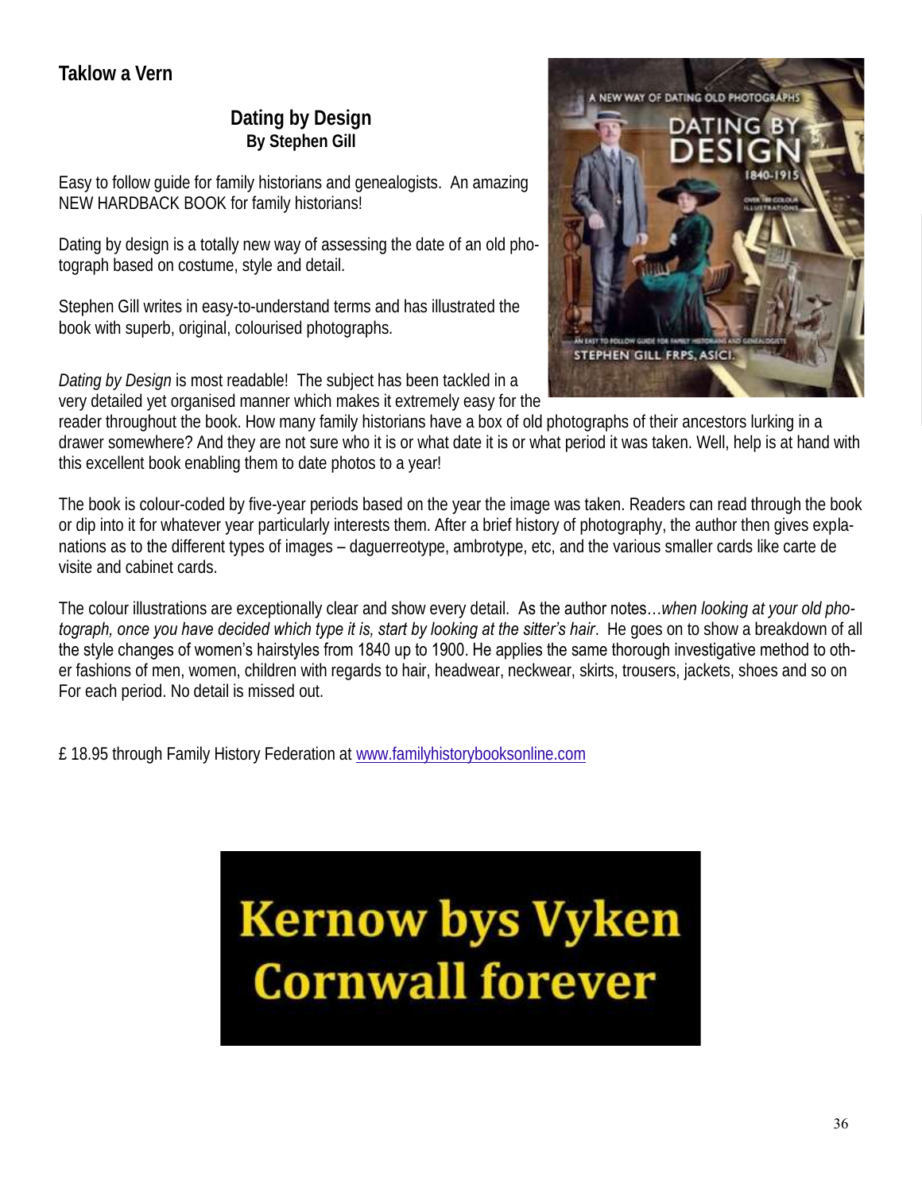## Taklow a Vern

### Dating by Design

**By Stephen Gill**

Easy to follow guide for family historians and genealogists. An amazing NEW HARDBACK BOOK for family historians!

Dating by design is a totally new way of assessing the date of an old photograph based on costume, style and detail.

Stephen Gill writes in easy-to-understand terms and has illustrated the book with superb, original, colourised photographs.

*Dating by Design* is most readable! The subject has been tackled in a very detailed yet organised manner which makes it extremely easy for the reader throughout the book. How many family historians have a box of old photographs of their ancestors lurking in a drawer somewhere? And they are not sure who it is or what date it is or what period it was taken. Well, help is at hand with this excellent book enabling them to date photos to a year!

The book is colour-coded by five-year periods based on the year the image was taken. Readers can read through the book or dip into it for whatever year particularly interests them. After a brief history of photography, the author then gives explanations as to the different types of images – daguerreotype, ambrotype, etc, and the various smaller cards like carte de visite and cabinet cards.

The colour illustrations are exceptionally clear and show every detail. As the author notes…*when looking at your old photograph, once you have decided which type it is, start by looking at the sitter's hair*. He goes on to show a breakdown of all the style changes of women's hairstyles from 1840 up to 1900. He applies the same thorough investigative method to other fashions of men, women, children with regards to hair, headwear, neckwear, skirts, trousers, jackets, shoes and so on For each period. No detail is missed out.

£ 18.95 through Family History Federation at www.familyhistorybooksonline.com

**Kernow bys Vyken**
**Cornwall forever**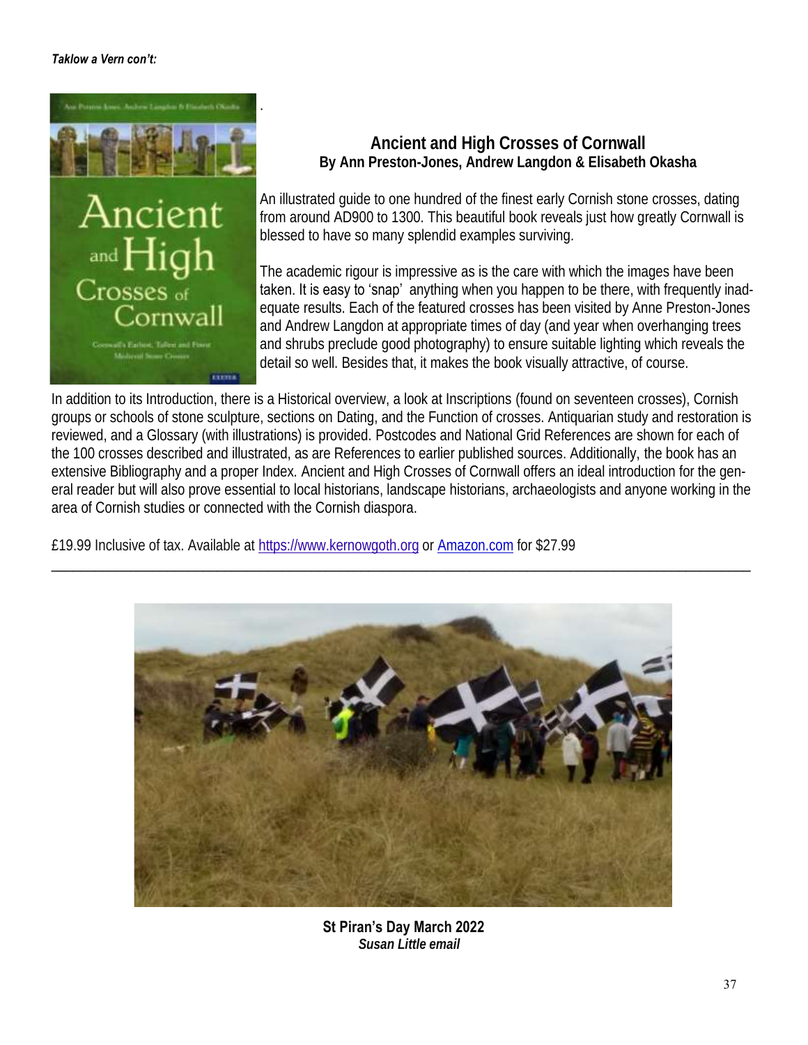*Taklow a Vern con't:*

## Ancient and High Crosses of Cornwall

**By Ann Preston-Jones, Andrew Langdon & Elisabeth Okasha**

An illustrated guide to one hundred of the finest early Cornish stone crosses, dating from around AD900 to 1300. This beautiful book reveals just how greatly Cornwall is blessed to have so many splendid examples surviving.

The academic rigour is impressive as is the care with which the images have been taken. It is easy to 'snap' anything when you happen to be there, with frequently inadequate results. Each of the featured crosses has been visited by Anne Preston-Jones and Andrew Langdon at appropriate times of day (and year when overhanging trees and shrubs preclude good photography) to ensure suitable lighting which reveals the detail so well. Besides that, it makes the book visually attractive, of course.

In addition to its Introduction, there is a Historical overview, a look at Inscriptions (found on seventeen crosses), Cornish groups or schools of stone sculpture, sections on Dating, and the Function of crosses. Antiquarian study and restoration is reviewed, and a Glossary (with illustrations) is provided. Postcodes and National Grid References are shown for each of the 100 crosses described and illustrated, as are References to earlier published sources. Additionally, the book has an extensive Bibliography and a proper Index. Ancient and High Crosses of Cornwall offers an ideal introduction for the general reader but will also prove essential to local historians, landscape historians, archaeologists and anyone working in the area of Cornish studies or connected with the Cornish diaspora.

£19.99 Inclusive of tax. Available at [https://www.kernowgoth.org](https://www.kernowgoth.org) or [Amazon.com](https://www.amazon.com) for $27.99

---

**St Piran's Day March 2022**
***Susan Little email***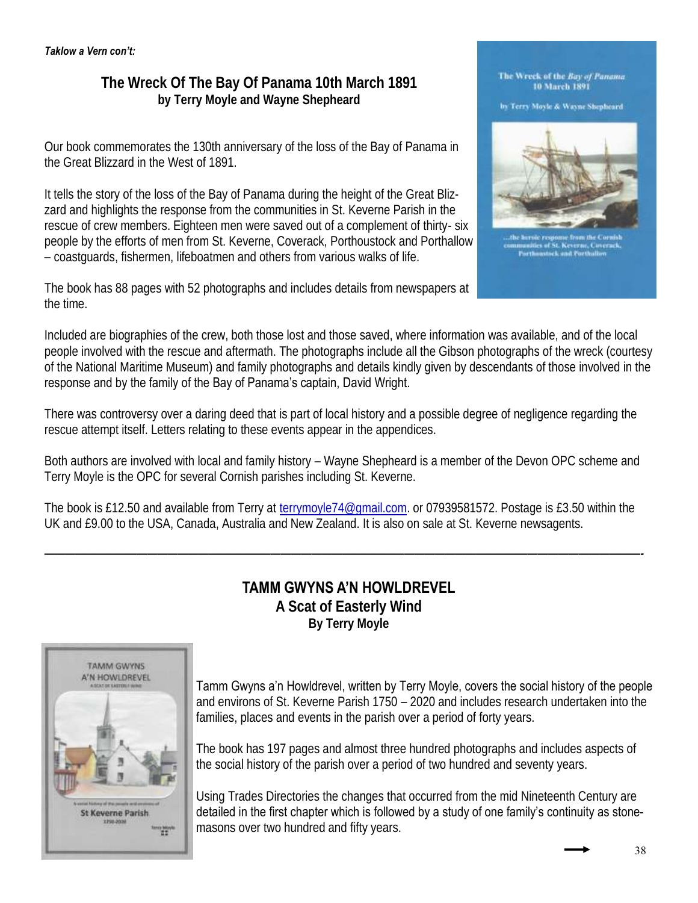*Taklow a Vern con't:*

## The Wreck Of The Bay Of Panama 10th March 1891

**by Terry Moyle and Wayne Shepheard**

Our book commemorates the 130th anniversary of the loss of the Bay of Panama in the Great Blizzard in the West of 1891.

It tells the story of the loss of the Bay of Panama during the height of the Great Blizzard and highlights the response from the communities in St. Keverne Parish in the rescue of crew members. Eighteen men were saved out of a complement of thirty- six people by the efforts of men from St. Keverne, Coverack, Porthoustock and Porthallow – coastguards, fishermen, lifeboatmen and others from various walks of life.

The book has 88 pages with 52 photographs and includes details from newspapers at the time.

Included are biographies of the crew, both those lost and those saved, where information was available, and of the local people involved with the rescue and aftermath. The photographs include all the Gibson photographs of the wreck (courtesy of the National Maritime Museum) and family photographs and details kindly given by descendants of those involved in the response and by the family of the Bay of Panama's captain, David Wright.

There was controversy over a daring deed that is part of local history and a possible degree of negligence regarding the rescue attempt itself. Letters relating to these events appear in the appendices.

Both authors are involved with local and family history – Wayne Shepheard is a member of the Devon OPC scheme and Terry Moyle is the OPC for several Cornish parishes including St. Keverne.

The book is £12.50 and available from Terry at terrymoyle74@gmail.com. or 07939581572. Postage is £3.50 within the UK and £9.00 to the USA, Canada, Australia and New Zealand. It is also on sale at St. Keverne newsagents.

---

## TAMM GWYNS A'N HOWLDREVEL
### A Scat of Easterly Wind
**By Terry Moyle**

Tamm Gwyns a'n Howldrevel, written by Terry Moyle, covers the social history of the people and environs of St. Keverne Parish 1750 – 2020 and includes research undertaken into the families, places and events in the parish over a period of forty years.

The book has 197 pages and almost three hundred photographs and includes aspects of the social history of the parish over a period of two hundred and seventy years.

Using Trades Directories the changes that occurred from the mid Nineteenth Century are detailed in the first chapter which is followed by a study of one family's continuity as stonemasons over two hundred and fifty years.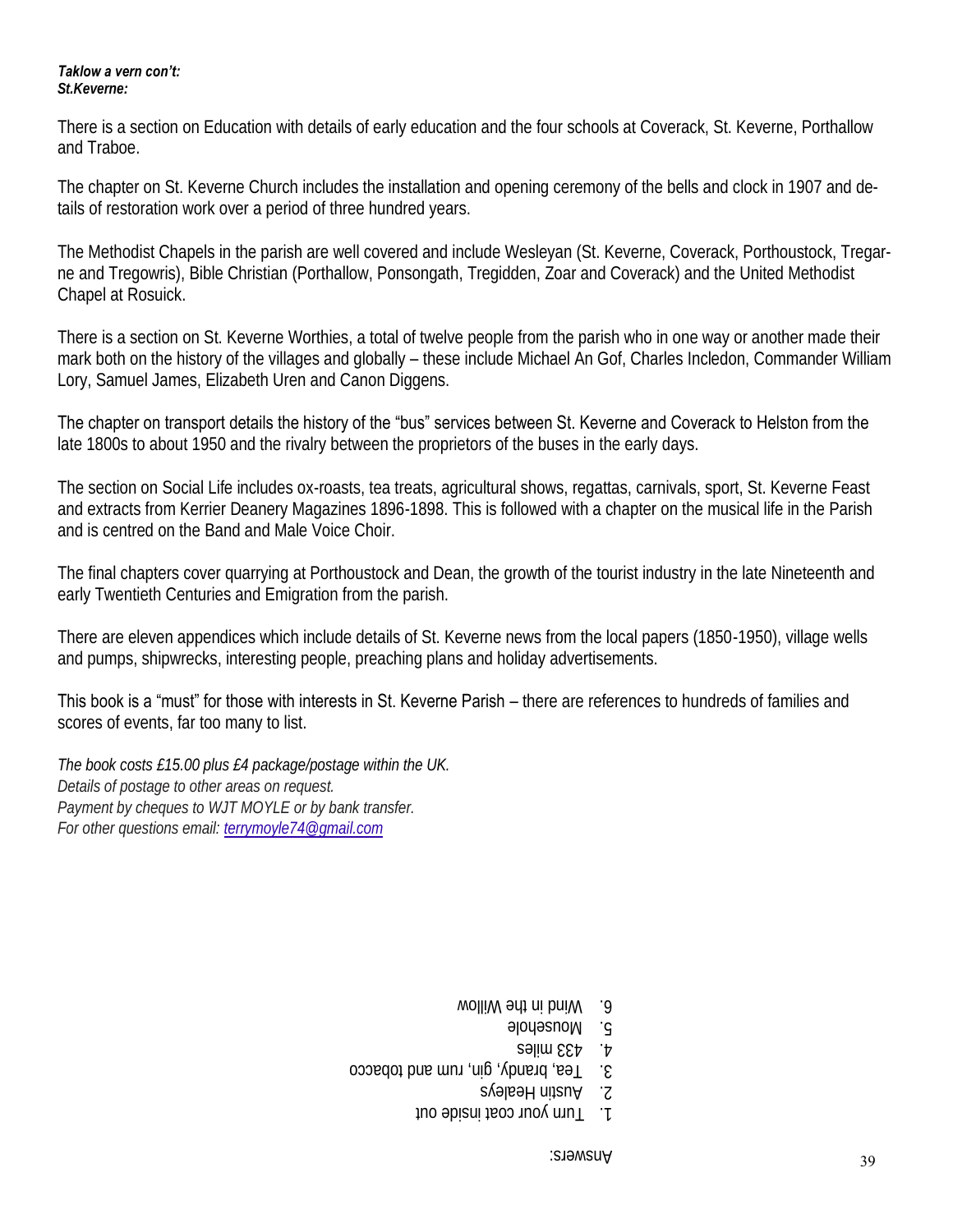***Taklow a vern con't:***
***St.Keverne:***

There is a section on Education with details of early education and the four schools at Coverack, St. Keverne, Porthallow and Traboe.

The chapter on St. Keverne Church includes the installation and opening ceremony of the bells and clock in 1907 and details of restoration work over a period of three hundred years.

The Methodist Chapels in the parish are well covered and include Wesleyan (St. Keverne, Coverack, Porthoustock, Tregarne and Tregowris), Bible Christian (Porthallow, Ponsongath, Tregidden, Zoar and Coverack) and the United Methodist Chapel at Rosuick.

There is a section on St. Keverne Worthies, a total of twelve people from the parish who in one way or another made their mark both on the history of the villages and globally – these include Michael An Gof, Charles Incledon, Commander William Lory, Samuel James, Elizabeth Uren and Canon Diggens.

The chapter on transport details the history of the "bus" services between St. Keverne and Coverack to Helston from the late 1800s to about 1950 and the rivalry between the proprietors of the buses in the early days.

The section on Social Life includes ox-roasts, tea treats, agricultural shows, regattas, carnivals, sport, St. Keverne Feast and extracts from Kerrier Deanery Magazines 1896-1898. This is followed with a chapter on the musical life in the Parish and is centred on the Band and Male Voice Choir.

The final chapters cover quarrying at Porthoustock and Dean, the growth of the tourist industry in the late Nineteenth and early Twentieth Centuries and Emigration from the parish.

There are eleven appendices which include details of St. Keverne news from the local papers (1850-1950), village wells and pumps, shipwrecks, interesting people, preaching plans and holiday advertisements.

This book is a "must" for those with interests in St. Keverne Parish – there are references to hundreds of families and scores of events, far too many to list.

*The book costs £15.00 plus £4 package/postage within the UK.*
*Details of postage to other areas on request.*
*Payment by cheques to WJT MOYLE or by bank transfer.*
*For other questions email: terrymoyle74@gmail.com*

Answers:

1. Turn your coat inside out
2. Austin Healeys
3. Tea, brandy, gin, rum and tobacco
4. 433 miles
5. Mousehole
6. Wind in the Willow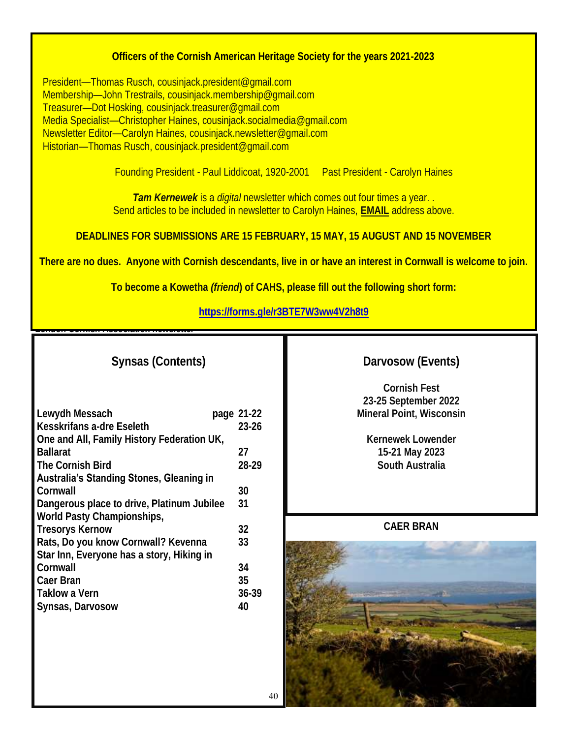**Officers of the Cornish American Heritage Society for the years 2021-2023**

President—Thomas Rusch, cousinjack.president@gmail.com
Membership—John Trestrails, cousinjack.membership@gmail.com
Treasurer—Dot Hosking, cousinjack.treasurer@gmail.com
Media Specialist—Christopher Haines, cousinjack.socialmedia@gmail.com
Newsletter Editor—Carolyn Haines, cousinjack.newsletter@gmail.com
Historian—Thomas Rusch, cousinjack.president@gmail.com

Founding President - Paul Liddicoat, 1920-2001     Past President - Carolyn Haines

***Tam Kernewek*** is a *digital* newsletter which comes out four times a year. .
Send articles to be included in newsletter to Carolyn Haines, **EMAIL** address above.

**DEADLINES FOR SUBMISSIONS ARE 15 FEBRUARY, 15 MAY, 15 AUGUST AND 15 NOVEMBER**

**There are no dues. Anyone with Cornish descendants, live in or have an interest in Cornwall is welcome to join.**

**To become a Kowetha *(friend*) of CAHS, please fill out the following short form:**

**https://forms.gle/r3BTE7W3ww4V2h8t9**

## Synsas (Contents)

| | |
|---|---|
| **Lewydh Messach** | **page 21-22** |
| **Kesskrifans a-dre Eseleth** | **23-26** |
| **One and All, Family History Federation UK, Ballarat** | **27** |
| **The Cornish Bird** | **28-29** |
| **Australia's Standing Stones, Gleaning in Cornwall** | **30** |
| **Dangerous place to drive, Platinum Jubilee** | **31** |
| **World Pasty Championships, Tresorys Kernow** | **32** |
| **Rats, Do you know Cornwall? Kevenna** | **33** |
| **Star Inn, Everyone has a story, Hiking in Cornwall** | **34** |
| **Caer Bran** | **35** |
| **Taklow a Vern** | **36-39** |
| **Synsas, Darvosow** | **40** |

## Darvosow (Events)

**Cornish Fest**
**23-25 September 2022**
**Mineral Point, Wisconsin**

**Kernewek Lowender**
**15-21 May 2023**
**South Australia**

**CAER BRAN**